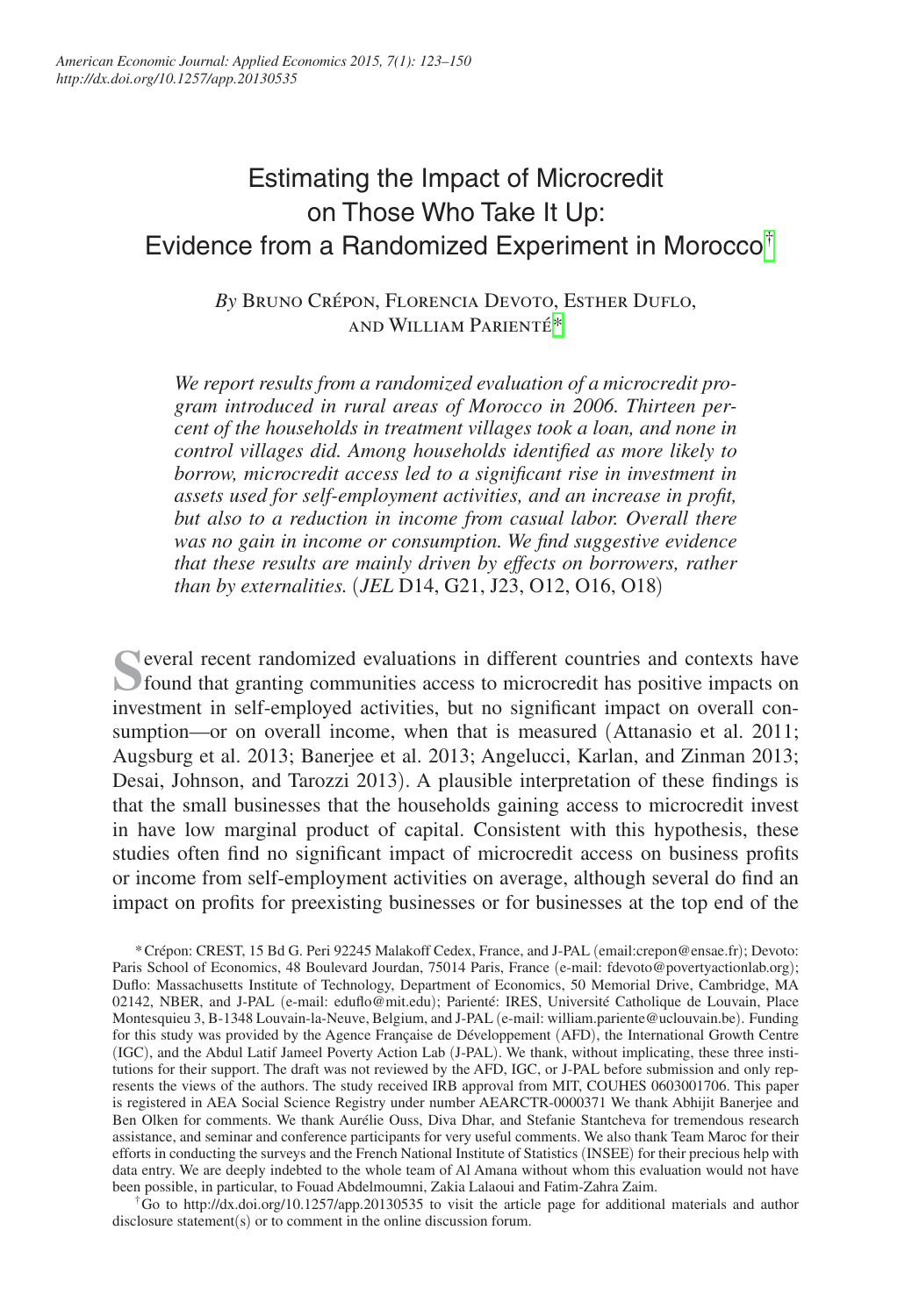# Estimating the Impact of Microcredit on Those Who Take It Up: Evidence from a Randomized Experiment in Morocco[†]

*By* Bruno Crépon, Florencia Devoto, Esther Duflo, and William Parienté[*]

*We report results from a randomized evaluation of a microcredit program introduced in rural areas of Morocco in 2006. Thirteen percent of the households in treatment villages took a loan, and none in control villages did. Among households identified as more likely to borrow, microcredit access led to a significant rise in investment in assets used for self-employment activities, and an increase in profit, but also to a reduction in income from casual labor. Overall there was no gain in income or consumption. We find suggestive evidence that these results are mainly driven by effects on borrowers, rather than by externalities.* (*JEL* D14, G21, J23, O12, O16, O18)

Several recent randomized evaluations in different countries and contexts have found that granting communities access to microcredit has positive impacts on investment in self-employed activities, but no significant impact on overall consumption—or on overall income, when that is measured (Attanasio et al. 2011; Augsburg et al. 2013; Banerjee et al. 2013; Angelucci, Karlan, and Zinman 2013; Desai, Johnson, and Tarozzi 2013). A plausible interpretation of these findings is that the small businesses that the households gaining access to microcredit invest in have low marginal product of capital. Consistent with this hypothesis, these studies often find no significant impact of microcredit access on business profits or income from self-employment activities on average, although several do find an impact on profits for preexisting businesses or for businesses at the top end of the

[*] Crépon: CREST, 15 Bd G. Peri 92245 Malakoff Cedex, France, and J-PAL (email:crepon@ensae.fr); Devoto: Paris School of Economics, 48 Boulevard Jourdan, 75014 Paris, France (e-mail: fdevoto@povertyactionlab.org); Duflo: Massachusetts Institute of Technology, Department of Economics, 50 Memorial Drive, Cambridge, MA 02142, NBER, and J-PAL (e-mail: eduflo@mit.edu); Parienté: IRES, Université Catholique de Louvain, Place Montesquieu 3, B-1348 Louvain-la-Neuve, Belgium, and J-PAL (e-mail: william.pariente@uclouvain.be). Funding for this study was provided by the Agence Française de Développement (AFD), the International Growth Centre (IGC), and the Abdul Latif Jameel Poverty Action Lab (J-PAL). We thank, without implicating, these three institutions for their support. The draft was not reviewed by the AFD, IGC, or J-PAL before submission and only represents the views of the authors. The study received IRB approval from MIT, COUHES 0603001706. This paper is registered in AEA Social Science Registry under number AEARCTR-0000371 We thank Abhijit Banerjee and Ben Olken for comments. We thank Aurélie Ouss, Diva Dhar, and Stefanie Stantcheva for tremendous research assistance, and seminar and conference participants for very useful comments. We also thank Team Maroc for their efforts in conducting the surveys and the French National Institute of Statistics (INSEE) for their precious help with data entry. We are deeply indebted to the whole team of Al Amana without whom this evaluation would not have been possible, in particular, to Fouad Abdelmoumni, Zakia Lalaoui and Fatim-Zahra Zaim.

[†] Go to http://dx.doi.org/10.1257/app.20130535 to visit the article page for additional materials and author disclosure statement(s) or to comment in the online discussion forum.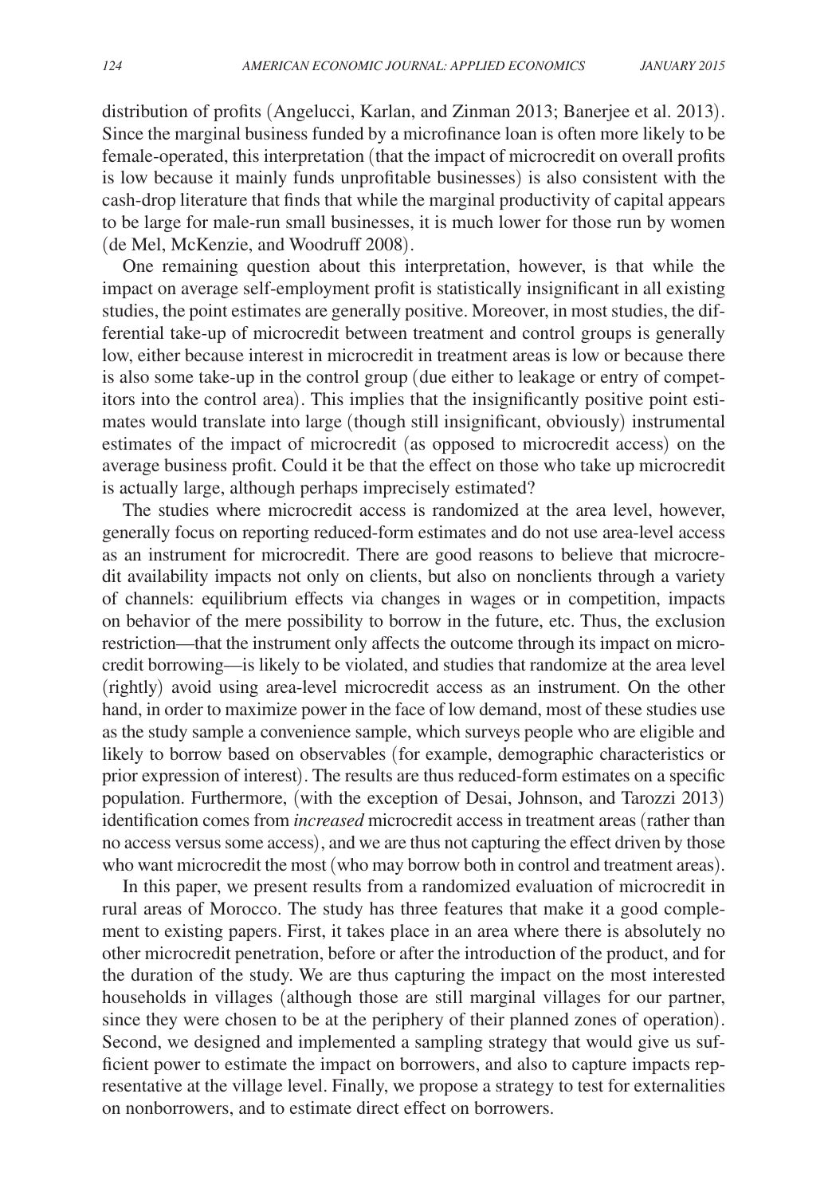distribution of profits (Angelucci, Karlan, and Zinman 2013; Banerjee et al. 2013). Since the marginal business funded by a microfinance loan is often more likely to be female-operated, this interpretation (that the impact of microcredit on overall profits is low because it mainly funds unprofitable businesses) is also consistent with the cash-drop literature that finds that while the marginal productivity of capital appears to be large for male-run small businesses, it is much lower for those run by women (de Mel, McKenzie, and Woodruff 2008).

One remaining question about this interpretation, however, is that while the impact on average self-employment profit is statistically insignificant in all existing studies, the point estimates are generally positive. Moreover, in most studies, the differential take-up of microcredit between treatment and control groups is generally low, either because interest in microcredit in treatment areas is low or because there is also some take-up in the control group (due either to leakage or entry of competitors into the control area). This implies that the insignificantly positive point estimates would translate into large (though still insignificant, obviously) instrumental estimates of the impact of microcredit (as opposed to microcredit access) on the average business profit. Could it be that the effect on those who take up microcredit is actually large, although perhaps imprecisely estimated?

The studies where microcredit access is randomized at the area level, however, generally focus on reporting reduced-form estimates and do not use area-level access as an instrument for microcredit. There are good reasons to believe that microcredit availability impacts not only on clients, but also on nonclients through a variety of channels: equilibrium effects via changes in wages or in competition, impacts on behavior of the mere possibility to borrow in the future, etc. Thus, the exclusion restriction—that the instrument only affects the outcome through its impact on microcredit borrowing—is likely to be violated, and studies that randomize at the area level (rightly) avoid using area-level microcredit access as an instrument. On the other hand, in order to maximize power in the face of low demand, most of these studies use as the study sample a convenience sample, which surveys people who are eligible and likely to borrow based on observables (for example, demographic characteristics or prior expression of interest). The results are thus reduced-form estimates on a specific population. Furthermore, (with the exception of Desai, Johnson, and Tarozzi 2013) identification comes from *increased* microcredit access in treatment areas (rather than no access versus some access), and we are thus not capturing the effect driven by those who want microcredit the most (who may borrow both in control and treatment areas).

In this paper, we present results from a randomized evaluation of microcredit in rural areas of Morocco. The study has three features that make it a good complement to existing papers. First, it takes place in an area where there is absolutely no other microcredit penetration, before or after the introduction of the product, and for the duration of the study. We are thus capturing the impact on the most interested households in villages (although those are still marginal villages for our partner, since they were chosen to be at the periphery of their planned zones of operation). Second, we designed and implemented a sampling strategy that would give us sufficient power to estimate the impact on borrowers, and also to capture impacts representative at the village level. Finally, we propose a strategy to test for externalities on nonborrowers, and to estimate direct effect on borrowers.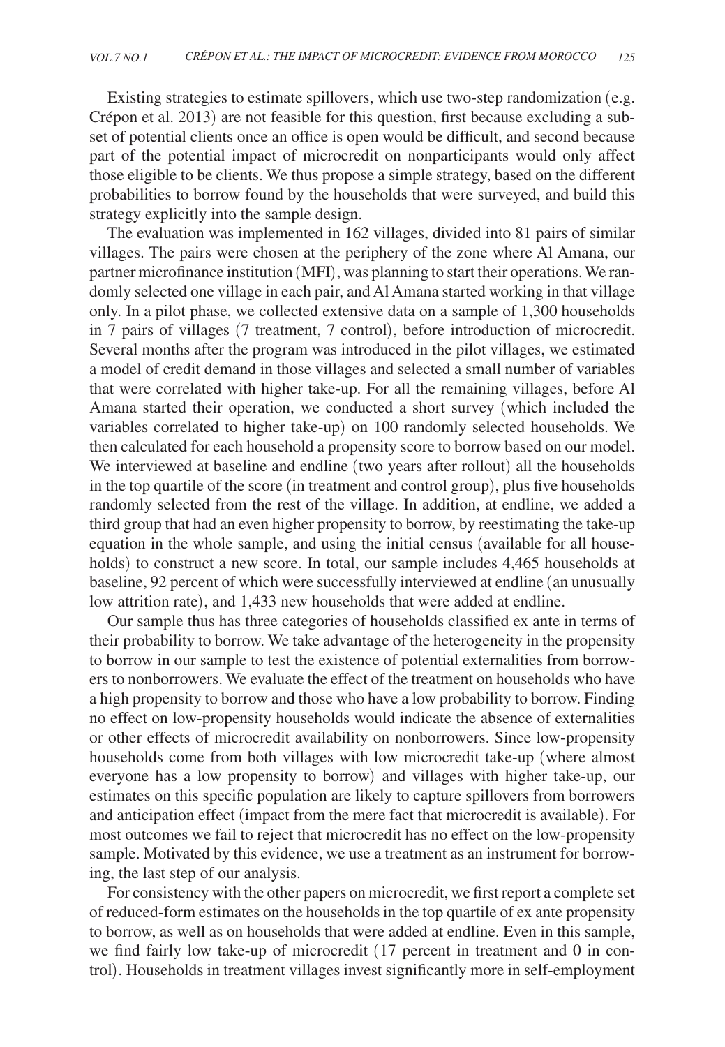Existing strategies to estimate spillovers, which use two-step randomization (e.g. Crépon et al. 2013) are not feasible for this question, first because excluding a subset of potential clients once an office is open would be difficult, and second because part of the potential impact of microcredit on nonparticipants would only affect those eligible to be clients. We thus propose a simple strategy, based on the different probabilities to borrow found by the households that were surveyed, and build this strategy explicitly into the sample design.

The evaluation was implemented in 162 villages, divided into 81 pairs of similar villages. The pairs were chosen at the periphery of the zone where Al Amana, our partner microfinance institution (MFI), was planning to start their operations. We randomly selected one village in each pair, and Al Amana started working in that village only. In a pilot phase, we collected extensive data on a sample of 1,300 households in 7 pairs of villages (7 treatment, 7 control), before introduction of microcredit. Several months after the program was introduced in the pilot villages, we estimated a model of credit demand in those villages and selected a small number of variables that were correlated with higher take-up. For all the remaining villages, before Al Amana started their operation, we conducted a short survey (which included the variables correlated to higher take-up) on 100 randomly selected households. We then calculated for each household a propensity score to borrow based on our model. We interviewed at baseline and endline (two years after rollout) all the households in the top quartile of the score (in treatment and control group), plus five households randomly selected from the rest of the village. In addition, at endline, we added a third group that had an even higher propensity to borrow, by reestimating the take-up equation in the whole sample, and using the initial census (available for all households) to construct a new score. In total, our sample includes 4,465 households at baseline, 92 percent of which were successfully interviewed at endline (an unusually low attrition rate), and 1,433 new households that were added at endline.

Our sample thus has three categories of households classified ex ante in terms of their probability to borrow. We take advantage of the heterogeneity in the propensity to borrow in our sample to test the existence of potential externalities from borrowers to nonborrowers. We evaluate the effect of the treatment on households who have a high propensity to borrow and those who have a low probability to borrow. Finding no effect on low-propensity households would indicate the absence of externalities or other effects of microcredit availability on nonborrowers. Since low-propensity households come from both villages with low microcredit take-up (where almost everyone has a low propensity to borrow) and villages with higher take-up, our estimates on this specific population are likely to capture spillovers from borrowers and anticipation effect (impact from the mere fact that microcredit is available). For most outcomes we fail to reject that microcredit has no effect on the low-propensity sample. Motivated by this evidence, we use a treatment as an instrument for borrowing, the last step of our analysis.

For consistency with the other papers on microcredit, we first report a complete set of reduced-form estimates on the households in the top quartile of ex ante propensity to borrow, as well as on households that were added at endline. Even in this sample, we find fairly low take-up of microcredit (17 percent in treatment and 0 in control). Households in treatment villages invest significantly more in self-employment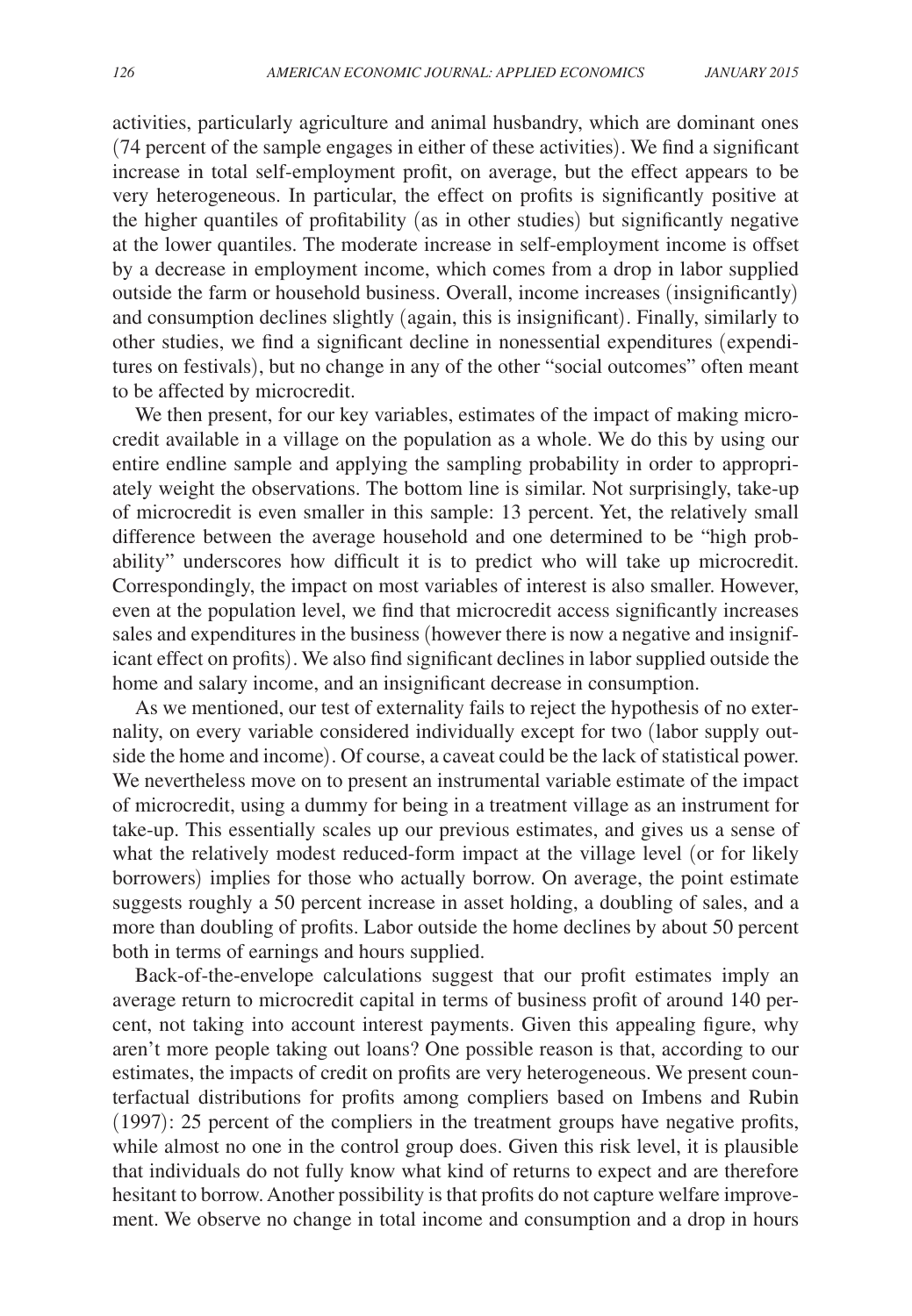activities, particularly agriculture and animal husbandry, which are dominant ones (74 percent of the sample engages in either of these activities). We find a significant increase in total self-employment profit, on average, but the effect appears to be very heterogeneous. In particular, the effect on profits is significantly positive at the higher quantiles of profitability (as in other studies) but significantly negative at the lower quantiles. The moderate increase in self-employment income is offset by a decrease in employment income, which comes from a drop in labor supplied outside the farm or household business. Overall, income increases (insignificantly) and consumption declines slightly (again, this is insignificant). Finally, similarly to other studies, we find a significant decline in nonessential expenditures (expenditures on festivals), but no change in any of the other "social outcomes" often meant to be affected by microcredit.

We then present, for our key variables, estimates of the impact of making microcredit available in a village on the population as a whole. We do this by using our entire endline sample and applying the sampling probability in order to appropriately weight the observations. The bottom line is similar. Not surprisingly, take-up of microcredit is even smaller in this sample: 13 percent. Yet, the relatively small difference between the average household and one determined to be "high probability" underscores how difficult it is to predict who will take up microcredit. Correspondingly, the impact on most variables of interest is also smaller. However, even at the population level, we find that microcredit access significantly increases sales and expenditures in the business (however there is now a negative and insignificant effect on profits). We also find significant declines in labor supplied outside the home and salary income, and an insignificant decrease in consumption.

As we mentioned, our test of externality fails to reject the hypothesis of no externality, on every variable considered individually except for two (labor supply outside the home and income). Of course, a caveat could be the lack of statistical power. We nevertheless move on to present an instrumental variable estimate of the impact of microcredit, using a dummy for being in a treatment village as an instrument for take-up. This essentially scales up our previous estimates, and gives us a sense of what the relatively modest reduced-form impact at the village level (or for likely borrowers) implies for those who actually borrow. On average, the point estimate suggests roughly a 50 percent increase in asset holding, a doubling of sales, and a more than doubling of profits. Labor outside the home declines by about 50 percent both in terms of earnings and hours supplied.

Back-of-the-envelope calculations suggest that our profit estimates imply an average return to microcredit capital in terms of business profit of around 140 percent, not taking into account interest payments. Given this appealing figure, why aren't more people taking out loans? One possible reason is that, according to our estimates, the impacts of credit on profits are very heterogeneous. We present counterfactual distributions for profits among compliers based on Imbens and Rubin (1997): 25 percent of the compliers in the treatment groups have negative profits, while almost no one in the control group does. Given this risk level, it is plausible that individuals do not fully know what kind of returns to expect and are therefore hesitant to borrow. Another possibility is that profits do not capture welfare improvement. We observe no change in total income and consumption and a drop in hours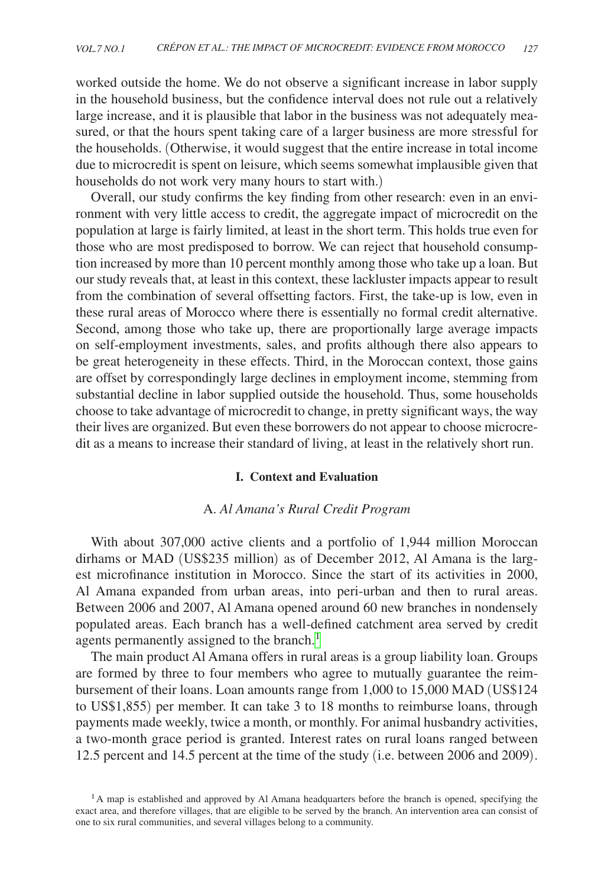worked outside the home. We do not observe a significant increase in labor supply in the household business, but the confidence interval does not rule out a relatively large increase, and it is plausible that labor in the business was not adequately measured, or that the hours spent taking care of a larger business are more stressful for the households. (Otherwise, it would suggest that the entire increase in total income due to microcredit is spent on leisure, which seems somewhat implausible given that households do not work very many hours to start with.)

Overall, our study confirms the key finding from other research: even in an environment with very little access to credit, the aggregate impact of microcredit on the population at large is fairly limited, at least in the short term. This holds true even for those who are most predisposed to borrow. We can reject that household consumption increased by more than 10 percent monthly among those who take up a loan. But our study reveals that, at least in this context, these lackluster impacts appear to result from the combination of several offsetting factors. First, the take-up is low, even in these rural areas of Morocco where there is essentially no formal credit alternative. Second, among those who take up, there are proportionally large average impacts on self-employment investments, sales, and profits although there also appears to be great heterogeneity in these effects. Third, in the Moroccan context, those gains are offset by correspondingly large declines in employment income, stemming from substantial decline in labor supplied outside the household. Thus, some households choose to take advantage of microcredit to change, in pretty significant ways, the way their lives are organized. But even these borrowers do not appear to choose microcredit as a means to increase their standard of living, at least in the relatively short run.

## I. Context and Evaluation

### A. *Al Amana's Rural Credit Program*

With about 307,000 active clients and a portfolio of 1,944 million Moroccan dirhams or MAD (US$235 million) as of December 2012, Al Amana is the largest microfinance institution in Morocco. Since the start of its activities in 2000, Al Amana expanded from urban areas, into peri-urban and then to rural areas. Between 2006 and 2007, Al Amana opened around 60 new branches in nondensely populated areas. Each branch has a well-defined catchment area served by credit agents permanently assigned to the branch.[1]

The main product Al Amana offers in rural areas is a group liability loan. Groups are formed by three to four members who agree to mutually guarantee the reimbursement of their loans. Loan amounts range from 1,000 to 15,000 MAD (US$124 to US$1,855) per member. It can take 3 to 18 months to reimburse loans, through payments made weekly, twice a month, or monthly. For animal husbandry activities, a two-month grace period is granted. Interest rates on rural loans ranged between 12.5 percent and 14.5 percent at the time of the study (i.e. between 2006 and 2009).

[1] A map is established and approved by Al Amana headquarters before the branch is opened, specifying the exact area, and therefore villages, that are eligible to be served by the branch. An intervention area can consist of one to six rural communities, and several villages belong to a community.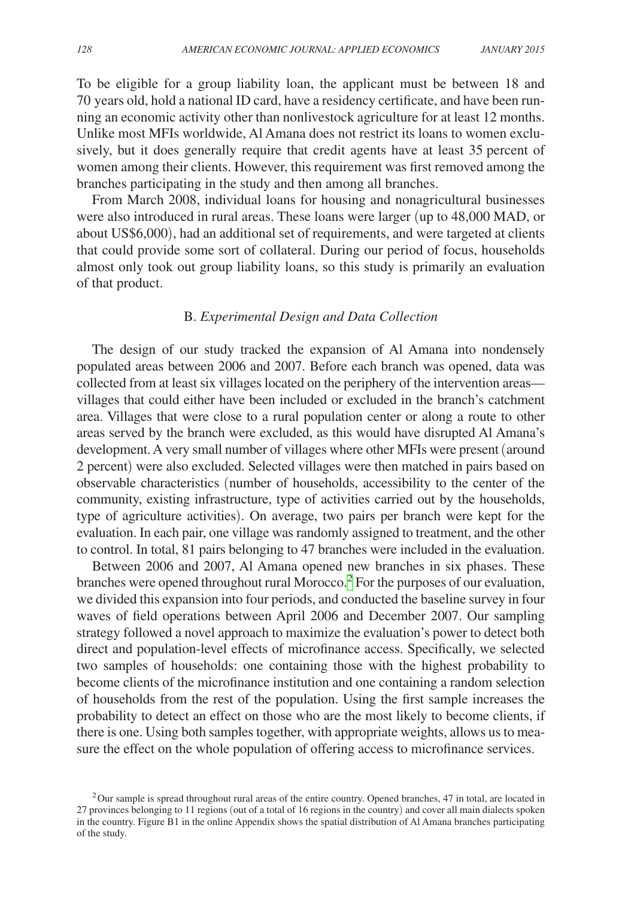To be eligible for a group liability loan, the applicant must be between 18 and 70 years old, hold a national ID card, have a residency certificate, and have been running an economic activity other than nonlivestock agriculture for at least 12 months. Unlike most MFIs worldwide, Al Amana does not restrict its loans to women exclusively, but it does generally require that credit agents have at least 35 percent of women among their clients. However, this requirement was first removed among the branches participating in the study and then among all branches.

From March 2008, individual loans for housing and nonagricultural businesses were also introduced in rural areas. These loans were larger (up to 48,000 MAD, or about US$6,000), had an additional set of requirements, and were targeted at clients that could provide some sort of collateral. During our period of focus, households almost only took out group liability loans, so this study is primarily an evaluation of that product.

### B. *Experimental Design and Data Collection*

The design of our study tracked the expansion of Al Amana into nondensely populated areas between 2006 and 2007. Before each branch was opened, data was collected from at least six villages located on the periphery of the intervention areas—villages that could either have been included or excluded in the branch's catchment area. Villages that were close to a rural population center or along a route to other areas served by the branch were excluded, as this would have disrupted Al Amana's development. A very small number of villages where other MFIs were present (around 2 percent) were also excluded. Selected villages were then matched in pairs based on observable characteristics (number of households, accessibility to the center of the community, existing infrastructure, type of activities carried out by the households, type of agriculture activities). On average, two pairs per branch were kept for the evaluation. In each pair, one village was randomly assigned to treatment, and the other to control. In total, 81 pairs belonging to 47 branches were included in the evaluation.

Between 2006 and 2007, Al Amana opened new branches in six phases. These branches were opened throughout rural Morocco.[2] For the purposes of our evaluation, we divided this expansion into four periods, and conducted the baseline survey in four waves of field operations between April 2006 and December 2007. Our sampling strategy followed a novel approach to maximize the evaluation's power to detect both direct and population-level effects of microfinance access. Specifically, we selected two samples of households: one containing those with the highest probability to become clients of the microfinance institution and one containing a random selection of households from the rest of the population. Using the first sample increases the probability to detect an effect on those who are the most likely to become clients, if there is one. Using both samples together, with appropriate weights, allows us to measure the effect on the whole population of offering access to microfinance services.

[2] Our sample is spread throughout rural areas of the entire country. Opened branches, 47 in total, are located in 27 provinces belonging to 11 regions (out of a total of 16 regions in the country) and cover all main dialects spoken in the country. Figure B1 in the online Appendix shows the spatial distribution of Al Amana branches participating of the study.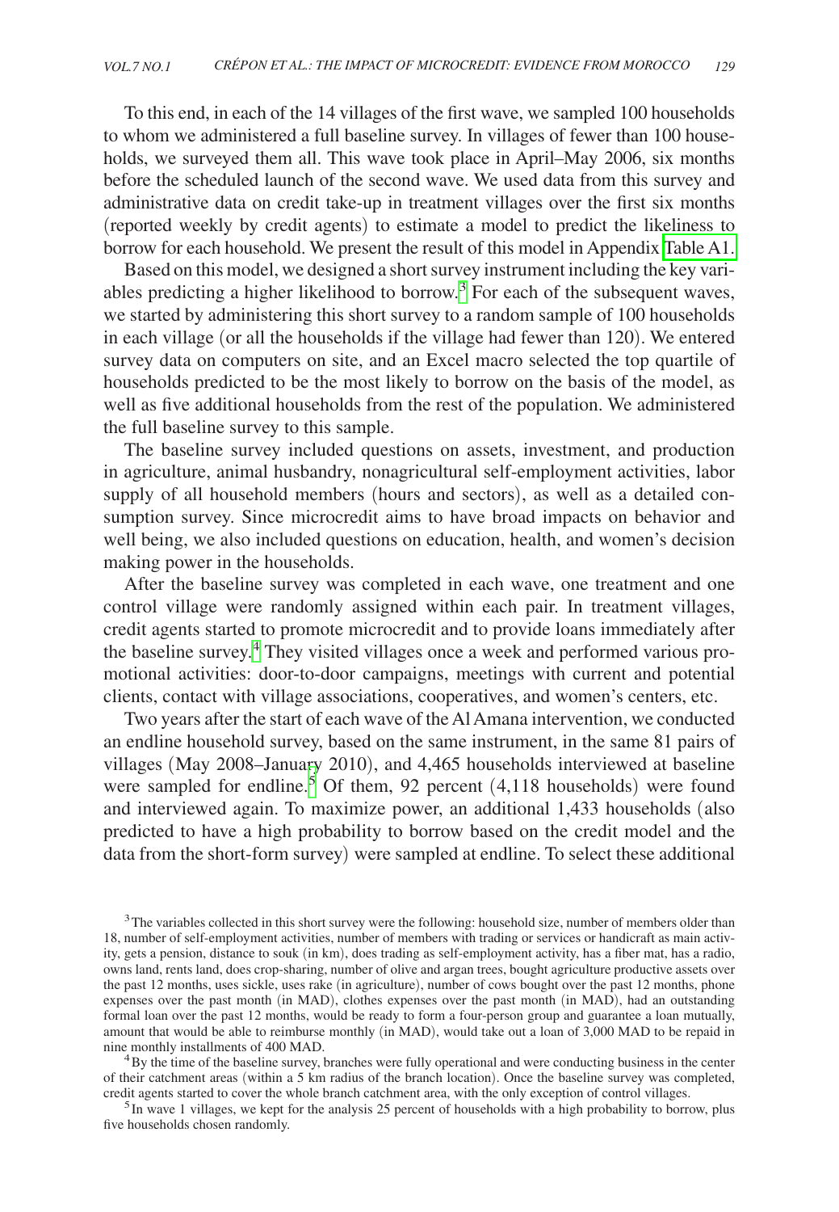To this end, in each of the 14 villages of the first wave, we sampled 100 households to whom we administered a full baseline survey. In villages of fewer than 100 households, we surveyed them all. This wave took place in April–May 2006, six months before the scheduled launch of the second wave. We used data from this survey and administrative data on credit take-up in treatment villages over the first six months (reported weekly by credit agents) to estimate a model to predict the likeliness to borrow for each household. We present the result of this model in Appendix Table A1.

Based on this model, we designed a short survey instrument including the key variables predicting a higher likelihood to borrow.[3] For each of the subsequent waves, we started by administering this short survey to a random sample of 100 households in each village (or all the households if the village had fewer than 120). We entered survey data on computers on site, and an Excel macro selected the top quartile of households predicted to be the most likely to borrow on the basis of the model, as well as five additional households from the rest of the population. We administered the full baseline survey to this sample.

The baseline survey included questions on assets, investment, and production in agriculture, animal husbandry, nonagricultural self-employment activities, labor supply of all household members (hours and sectors), as well as a detailed consumption survey. Since microcredit aims to have broad impacts on behavior and well being, we also included questions on education, health, and women's decision making power in the households.

After the baseline survey was completed in each wave, one treatment and one control village were randomly assigned within each pair. In treatment villages, credit agents started to promote microcredit and to provide loans immediately after the baseline survey.[4] They visited villages once a week and performed various promotional activities: door-to-door campaigns, meetings with current and potential clients, contact with village associations, cooperatives, and women's centers, etc.

Two years after the start of each wave of the Al Amana intervention, we conducted an endline household survey, based on the same instrument, in the same 81 pairs of villages (May 2008–January 2010), and 4,465 households interviewed at baseline were sampled for endline.[5] Of them, 92 percent (4,118 households) were found and interviewed again. To maximize power, an additional 1,433 households (also predicted to have a high probability to borrow based on the credit model and the data from the short-form survey) were sampled at endline. To select these additional

[3] The variables collected in this short survey were the following: household size, number of members older than 18, number of self-employment activities, number of members with trading or services or handicraft as main activity, gets a pension, distance to souk (in km), does trading as self-employment activity, has a fiber mat, has a radio, owns land, rents land, does crop-sharing, number of olive and argan trees, bought agriculture productive assets over the past 12 months, uses sickle, uses rake (in agriculture), number of cows bought over the past 12 months, phone expenses over the past month (in MAD), clothes expenses over the past month (in MAD), had an outstanding formal loan over the past 12 months, would be ready to form a four-person group and guarantee a loan mutually, amount that would be able to reimburse monthly (in MAD), would take out a loan of 3,000 MAD to be repaid in nine monthly installments of 400 MAD.

[4] By the time of the baseline survey, branches were fully operational and were conducting business in the center of their catchment areas (within a 5 km radius of the branch location). Once the baseline survey was completed, credit agents started to cover the whole branch catchment area, with the only exception of control villages.

[5] In wave 1 villages, we kept for the analysis 25 percent of households with a high probability to borrow, plus five households chosen randomly.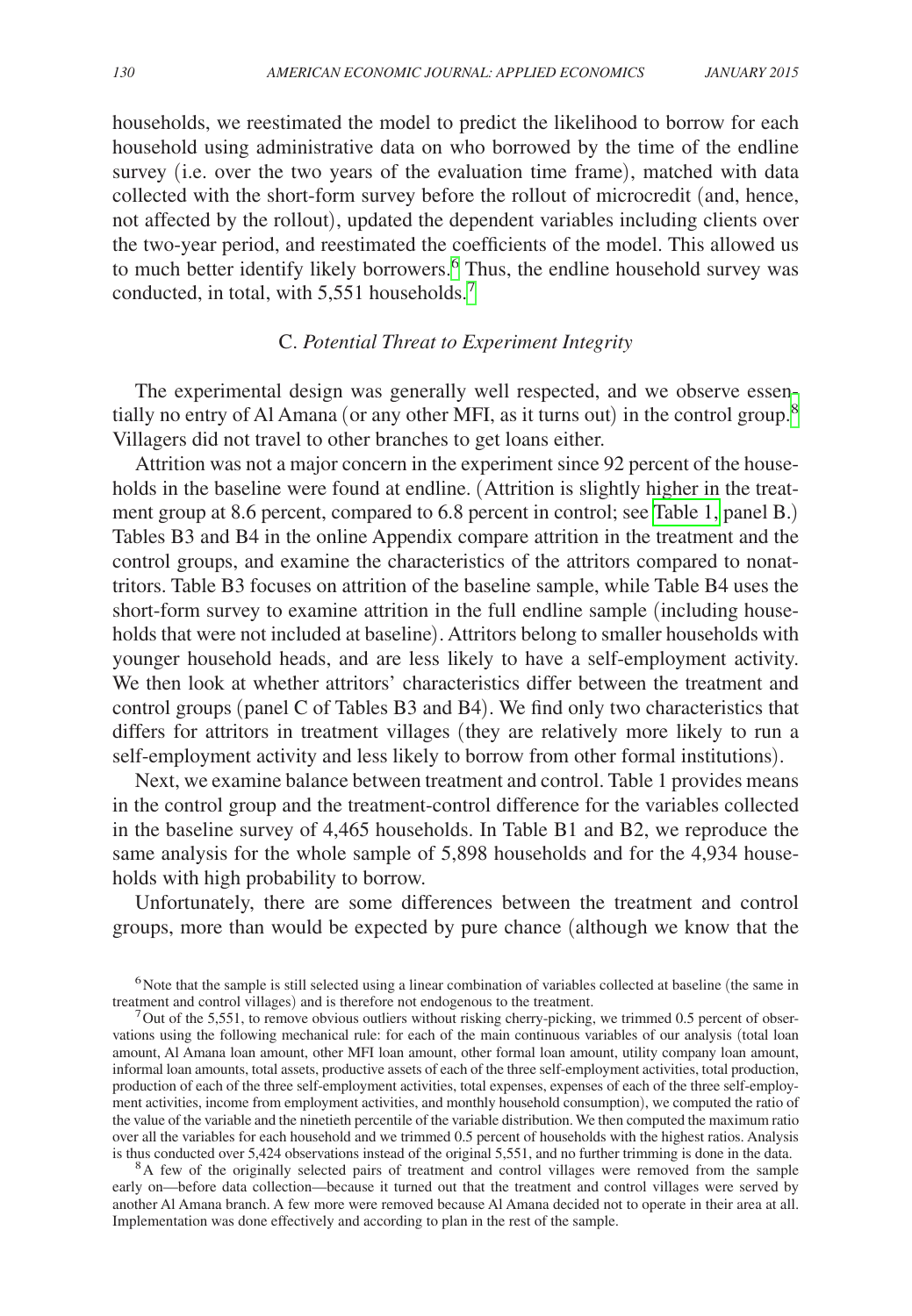households, we reestimated the model to predict the likelihood to borrow for each household using administrative data on who borrowed by the time of the endline survey (i.e. over the two years of the evaluation time frame), matched with data collected with the short-form survey before the rollout of microcredit (and, hence, not affected by the rollout), updated the dependent variables including clients over the two-year period, and reestimated the coefficients of the model. This allowed us to much better identify likely borrowers.[6] Thus, the endline household survey was conducted, in total, with 5,551 households.[7]

### C. *Potential Threat to Experiment Integrity*

The experimental design was generally well respected, and we observe essentially no entry of Al Amana (or any other MFI, as it turns out) in the control group.[8] Villagers did not travel to other branches to get loans either.

Attrition was not a major concern in the experiment since 92 percent of the households in the baseline were found at endline. (Attrition is slightly higher in the treatment group at 8.6 percent, compared to 6.8 percent in control; see Table 1, panel B.) Tables B3 and B4 in the online Appendix compare attrition in the treatment and the control groups, and examine the characteristics of the attritors compared to nonattritors. Table B3 focuses on attrition of the baseline sample, while Table B4 uses the short-form survey to examine attrition in the full endline sample (including households that were not included at baseline). Attritors belong to smaller households with younger household heads, and are less likely to have a self-employment activity. We then look at whether attritors' characteristics differ between the treatment and control groups (panel C of Tables B3 and B4). We find only two characteristics that differs for attritors in treatment villages (they are relatively more likely to run a self-employment activity and less likely to borrow from other formal institutions).

Next, we examine balance between treatment and control. Table 1 provides means in the control group and the treatment-control difference for the variables collected in the baseline survey of 4,465 households. In Table B1 and B2, we reproduce the same analysis for the whole sample of 5,898 households and for the 4,934 households with high probability to borrow.

Unfortunately, there are some differences between the treatment and control groups, more than would be expected by pure chance (although we know that the

[6] Note that the sample is still selected using a linear combination of variables collected at baseline (the same in treatment and control villages) and is therefore not endogenous to the treatment.

[7] Out of the 5,551, to remove obvious outliers without risking cherry-picking, we trimmed 0.5 percent of observations using the following mechanical rule: for each of the main continuous variables of our analysis (total loan amount, Al Amana loan amount, other MFI loan amount, other formal loan amount, utility company loan amount, informal loan amounts, total assets, productive assets of each of the three self-employment activities, total production, production of each of the three self-employment activities, total expenses, expenses of each of the three self-employment activities, income from employment activities, and monthly household consumption), we computed the ratio of the value of the variable and the ninetieth percentile of the variable distribution. We then computed the maximum ratio over all the variables for each household and we trimmed 0.5 percent of households with the highest ratios. Analysis is thus conducted over 5,424 observations instead of the original 5,551, and no further trimming is done in the data.

[8] A few of the originally selected pairs of treatment and control villages were removed from the sample early on—before data collection—because it turned out that the treatment and control villages were served by another Al Amana branch. A few more were removed because Al Amana decided not to operate in their area at all. Implementation was done effectively and according to plan in the rest of the sample.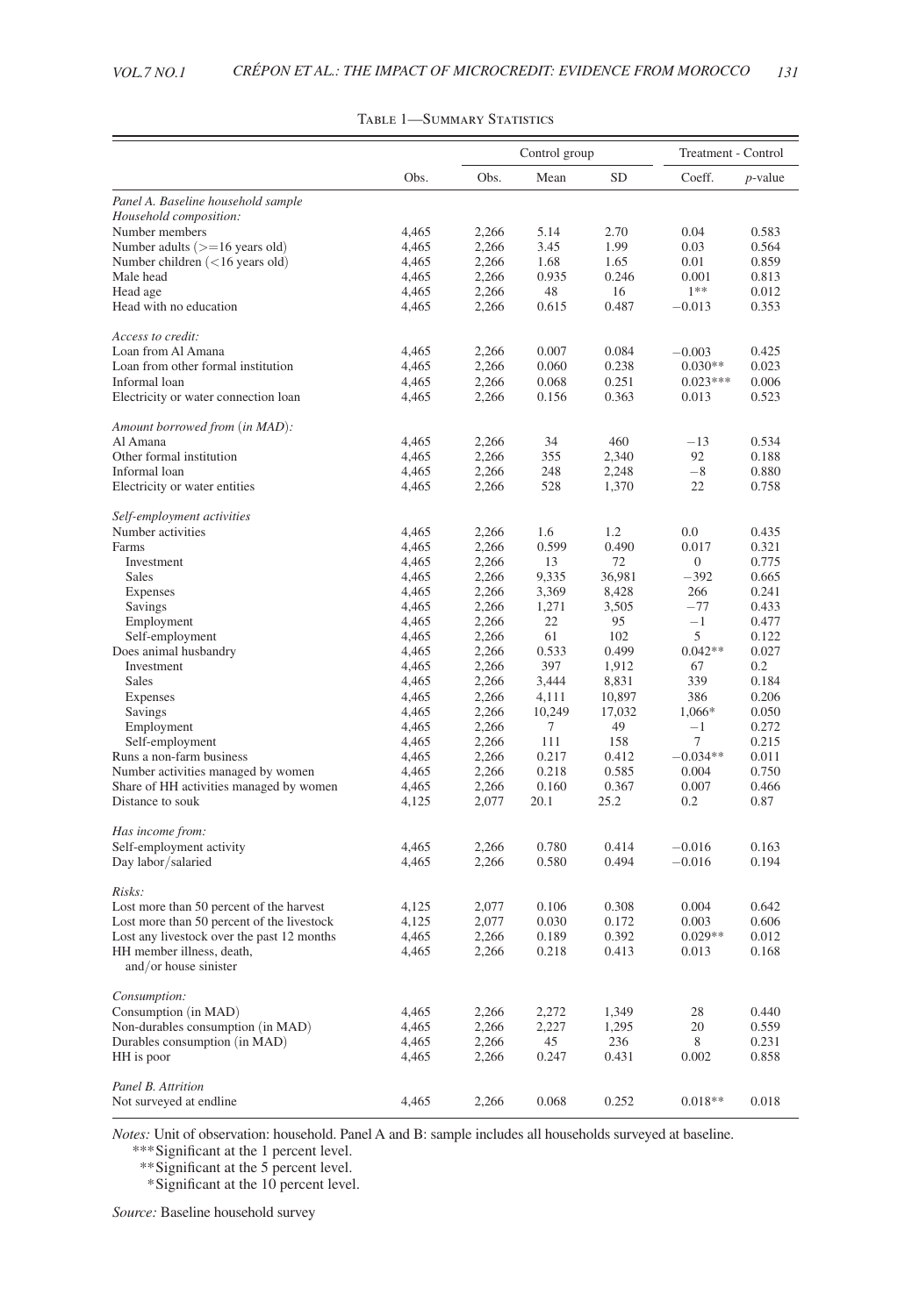Table 1—Summary Statistics

| | Obs. | Control group | | | Treatment - Control | |
|---|---|---|---|---|---|---|
| | | Obs. | Mean | SD | Coeff. | *p*-value |
| *Panel A. Baseline household sample* | | | | | | |
| *Household composition:* | | | | | | |
| Number members | 4,465 | 2,266 | 5.14 | 2.70 | 0.04 | 0.583 |
| Number adults (>=16 years old) | 4,465 | 2,266 | 3.45 | 1.99 | 0.03 | 0.564 |
| Number children (<16 years old) | 4,465 | 2,266 | 1.68 | 1.65 | 0.01 | 0.859 |
| Male head | 4,465 | 2,266 | 0.935 | 0.246 | 0.001 | 0.813 |
| Head age | 4,465 | 2,266 | 48 | 16 | 1** | 0.012 |
| Head with no education | 4,465 | 2,266 | 0.615 | 0.487 | −0.013 | 0.353 |
| *Access to credit:* | | | | | | |
| Loan from Al Amana | 4,465 | 2,266 | 0.007 | 0.084 | −0.003 | 0.425 |
| Loan from other formal institution | 4,465 | 2,266 | 0.060 | 0.238 | 0.030** | 0.023 |
| Informal loan | 4,465 | 2,266 | 0.068 | 0.251 | 0.023*** | 0.006 |
| Electricity or water connection loan | 4,465 | 2,266 | 0.156 | 0.363 | 0.013 | 0.523 |
| *Amount borrowed from (in MAD):* | | | | | | |
| Al Amana | 4,465 | 2,266 | 34 | 460 | −13 | 0.534 |
| Other formal institution | 4,465 | 2,266 | 355 | 2,340 | 92 | 0.188 |
| Informal loan | 4,465 | 2,266 | 248 | 2,248 | −8 | 0.880 |
| Electricity or water entities | 4,465 | 2,266 | 528 | 1,370 | 22 | 0.758 |
| *Self-employment activities* | | | | | | |
| Number activities | 4,465 | 2,266 | 1.6 | 1.2 | 0.0 | 0.435 |
| Farms | 4,465 | 2,266 | 0.599 | 0.490 | 0.017 | 0.321 |
| Investment | 4,465 | 2,266 | 13 | 72 | 0 | 0.775 |
| Sales | 4,465 | 2,266 | 9,335 | 36,981 | −392 | 0.665 |
| Expenses | 4,465 | 2,266 | 3,369 | 8,428 | 266 | 0.241 |
| Savings | 4,465 | 2,266 | 1,271 | 3,505 | −77 | 0.433 |
| Employment | 4,465 | 2,266 | 22 | 95 | −1 | 0.477 |
| Self-employment | 4,465 | 2,266 | 61 | 102 | 5 | 0.122 |
| Does animal husbandry | 4,465 | 2,266 | 0.533 | 0.499 | 0.042** | 0.027 |
| Investment | 4,465 | 2,266 | 397 | 1,912 | 67 | 0.2 |
| Sales | 4,465 | 2,266 | 3,444 | 8,831 | 339 | 0.184 |
| Expenses | 4,465 | 2,266 | 4,111 | 10,897 | 386 | 0.206 |
| Savings | 4,465 | 2,266 | 10,249 | 17,032 | 1,066* | 0.050 |
| Employment | 4,465 | 2,266 | 7 | 49 | −1 | 0.272 |
| Self-employment | 4,465 | 2,266 | 111 | 158 | 7 | 0.215 |
| Runs a non-farm business | 4,465 | 2,266 | 0.217 | 0.412 | −0.034** | 0.011 |
| Number activities managed by women | 4,465 | 2,266 | 0.218 | 0.585 | 0.004 | 0.750 |
| Share of HH activities managed by women | 4,465 | 2,266 | 0.160 | 0.367 | 0.007 | 0.466 |
| Distance to souk | 4,125 | 2,077 | 20.1 | 25.2 | 0.2 | 0.87 |
| *Has income from:* | | | | | | |
| Self-employment activity | 4,465 | 2,266 | 0.780 | 0.414 | −0.016 | 0.163 |
| Day labor/salaried | 4,465 | 2,266 | 0.580 | 0.494 | −0.016 | 0.194 |
| *Risks:* | | | | | | |
| Lost more than 50 percent of the harvest | 4,125 | 2,077 | 0.106 | 0.308 | 0.004 | 0.642 |
| Lost more than 50 percent of the livestock | 4,125 | 2,077 | 0.030 | 0.172 | 0.003 | 0.606 |
| Lost any livestock over the past 12 months | 4,465 | 2,266 | 0.189 | 0.392 | 0.029** | 0.012 |
| HH member illness, death, and/or house sinister | 4,465 | 2,266 | 0.218 | 0.413 | 0.013 | 0.168 |
| *Consumption:* | | | | | | |
| Consumption (in MAD) | 4,465 | 2,266 | 2,272 | 1,349 | 28 | 0.440 |
| Non-durables consumption (in MAD) | 4,465 | 2,266 | 2,227 | 1,295 | 20 | 0.559 |
| Durables consumption (in MAD) | 4,465 | 2,266 | 45 | 236 | 8 | 0.231 |
| HH is poor | 4,465 | 2,266 | 0.247 | 0.431 | 0.002 | 0.858 |
| *Panel B. Attrition* | | | | | | |
| Not surveyed at endline | 4,465 | 2,266 | 0.068 | 0.252 | 0.018** | 0.018 |

*Notes:* Unit of observation: household. Panel A and B: sample includes all households surveyed at baseline.

***Significant at the 1 percent level.

**Significant at the 5 percent level.

*Significant at the 10 percent level.

*Source:* Baseline household survey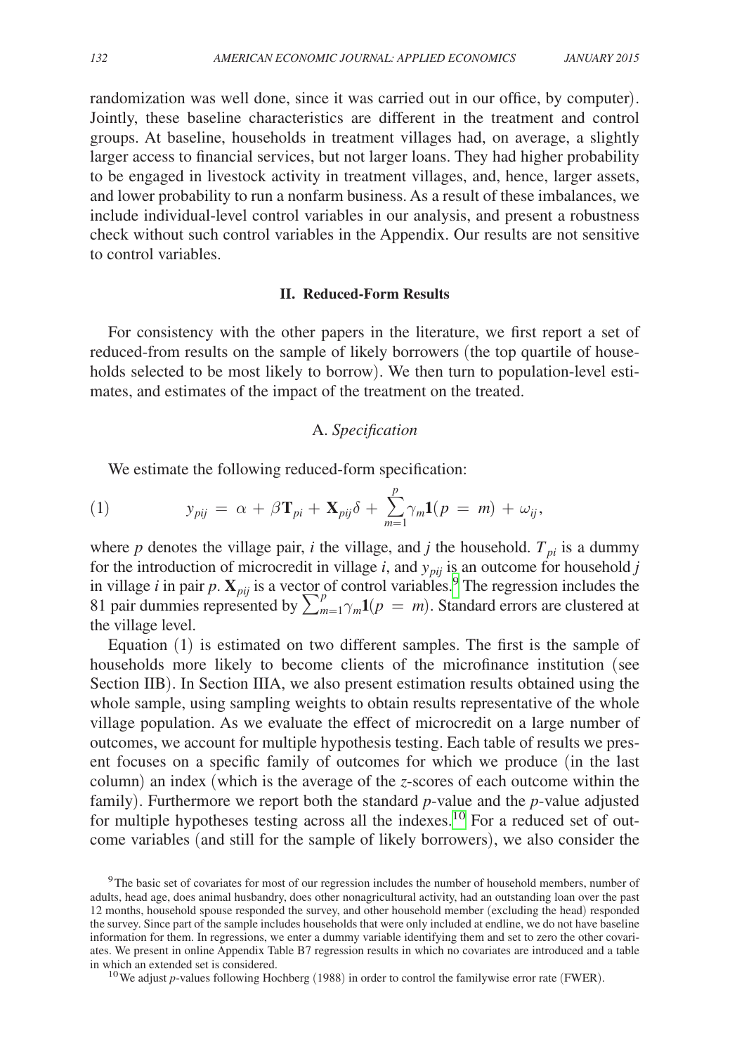randomization was well done, since it was carried out in our office, by computer). Jointly, these baseline characteristics are different in the treatment and control groups. At baseline, households in treatment villages had, on average, a slightly larger access to financial services, but not larger loans. They had higher probability to be engaged in livestock activity in treatment villages, and, hence, larger assets, and lower probability to run a nonfarm business. As a result of these imbalances, we include individual-level control variables in our analysis, and present a robustness check without such control variables in the Appendix. Our results are not sensitive to control variables.

## II. Reduced-Form Results

For consistency with the other papers in the literature, we first report a set of reduced-from results on the sample of likely borrowers (the top quartile of households selected to be most likely to borrow). We then turn to population-level estimates, and estimates of the impact of the treatment on the treated.

### A. *Specification*

We estimate the following reduced-form specification:

$$y_{pij} = \alpha + \beta \mathbf{T}_{pi} + \mathbf{X}_{pij}\delta + \sum_{m=1}^{p} \gamma_m \mathbf{1}(p = m) + \omega_{ij}, \tag{1}$$

where $p$ denotes the village pair, $i$ the village, and $j$ the household. $T_{pi}$ is a dummy for the introduction of microcredit in village $i$, and $y_{pij}$ is an outcome for household $j$ in village $i$ in pair $p$. $\mathbf{X}_{pij}$ is a vector of control variables.[9] The regression includes the 81 pair dummies represented by $\sum_{m=1}^{p} \gamma_m \mathbf{1}(p = m)$. Standard errors are clustered at the village level.

Equation (1) is estimated on two different samples. The first is the sample of households more likely to become clients of the microfinance institution (see Section IIB). In Section IIIA, we also present estimation results obtained using the whole sample, using sampling weights to obtain results representative of the whole village population. As we evaluate the effect of microcredit on a large number of outcomes, we account for multiple hypothesis testing. Each table of results we present focuses on a specific family of outcomes for which we produce (in the last column) an index (which is the average of the $z$-scores of each outcome within the family). Furthermore we report both the standard $p$-value and the $p$-value adjusted for multiple hypotheses testing across all the indexes.[10] For a reduced set of outcome variables (and still for the sample of likely borrowers), we also consider the

[9] The basic set of covariates for most of our regression includes the number of household members, number of adults, head age, does animal husbandry, does other nonagricultural activity, had an outstanding loan over the past 12 months, household spouse responded the survey, and other household member (excluding the head) responded the survey. Since part of the sample includes households that were only included at endline, we do not have baseline information for them. In regressions, we enter a dummy variable identifying them and set to zero the other covariates. We present in online Appendix Table B7 regression results in which no covariates are introduced and a table in which an extended set is considered.

[10] We adjust $p$-values following Hochberg (1988) in order to control the familywise error rate (FWER).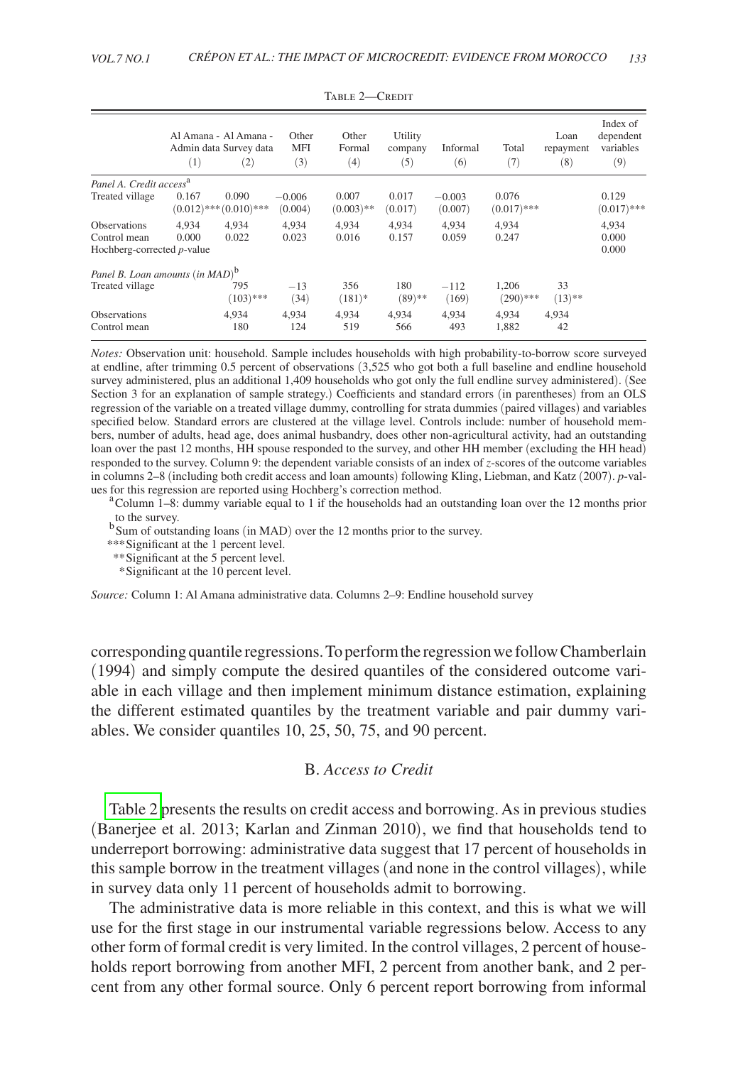Table 2—Credit

| | Al Amana - Admin data (1) | Al Amana - Survey data (2) | Other MFI (3) | Other Formal (4) | Utility company (5) | Informal (6) | Total (7) | Loan repayment (8) | Index of dependent variables (9) |
|---|---|---|---|---|---|---|---|---|---|
| *Panel A. Credit access*[a] | | | | | | | | | |
| Treated village | 0.167 | 0.090 | −0.006 | 0.007 | 0.017 | −0.003 | 0.076 | | 0.129 |
| | (0.012)*** | (0.010)*** | (0.004) | (0.003)** | (0.017) | (0.007) | (0.017)*** | | (0.017)*** |
| Observations | 4,934 | 4,934 | 4,934 | 4,934 | 4,934 | 4,934 | 4,934 | | 4,934 |
| Control mean | 0.000 | 0.022 | 0.023 | 0.016 | 0.157 | 0.059 | 0.247 | | 0.000 |
| Hochberg-corrected *p*-value | | | | | | | | | 0.000 |
| *Panel B. Loan amounts (in MAD)*[b] | | | | | | | | | |
| Treated village | | 795 | −13 | 356 | 180 | −112 | 1,206 | 33 | |
| | | (103)*** | (34) | (181)* | (89)** | (169) | (290)*** | (13)** | |
| Observations | | 4,934 | 4,934 | 4,934 | 4,934 | 4,934 | 4,934 | 4,934 | |
| Control mean | | 180 | 124 | 519 | 566 | 493 | 1,882 | 42 | |

*Notes:* Observation unit: household. Sample includes households with high probability-to-borrow score surveyed at endline, after trimming 0.5 percent of observations (3,525 who got both a full baseline and endline household survey administered, plus an additional 1,409 households who got only the full endline survey administered). (See Section 3 for an explanation of sample strategy.) Coefficients and standard errors (in parentheses) from an OLS regression of the variable on a treated village dummy, controlling for strata dummies (paired villages) and variables specified below. Standard errors are clustered at the village level. Controls include: number of household members, number of adults, head age, does animal husbandry, does other non-agricultural activity, had an outstanding loan over the past 12 months, HH spouse responded to the survey, and other HH member (excluding the HH head) responded to the survey. Column 9: the dependent variable consists of an index of *z*-scores of the outcome variables in columns 2–8 (including both credit access and loan amounts) following Kling, Liebman, and Katz (2007). *p*-values for this regression are reported using Hochberg's correction method.

[a] Column 1–8: dummy variable equal to 1 if the households had an outstanding loan over the 12 months prior to the survey.

[b] Sum of outstanding loans (in MAD) over the 12 months prior to the survey.

***Significant at the 1 percent level.

**Significant at the 5 percent level.

*Significant at the 10 percent level.

*Source:* Column 1: Al Amana administrative data. Columns 2–9: Endline household survey

corresponding quantile regressions. To perform the regression we follow Chamberlain (1994) and simply compute the desired quantiles of the considered outcome variable in each village and then implement minimum distance estimation, explaining the different estimated quantiles by the treatment variable and pair dummy variables. We consider quantiles 10, 25, 50, 75, and 90 percent.

### B. *Access to Credit*

Table 2 presents the results on credit access and borrowing. As in previous studies (Banerjee et al. 2013; Karlan and Zinman 2010), we find that households tend to underreport borrowing: administrative data suggest that 17 percent of households in this sample borrow in the treatment villages (and none in the control villages), while in survey data only 11 percent of households admit to borrowing.

The administrative data is more reliable in this context, and this is what we will use for the first stage in our instrumental variable regressions below. Access to any other form of formal credit is very limited. In the control villages, 2 percent of households report borrowing from another MFI, 2 percent from another bank, and 2 percent from any other formal source. Only 6 percent report borrowing from informal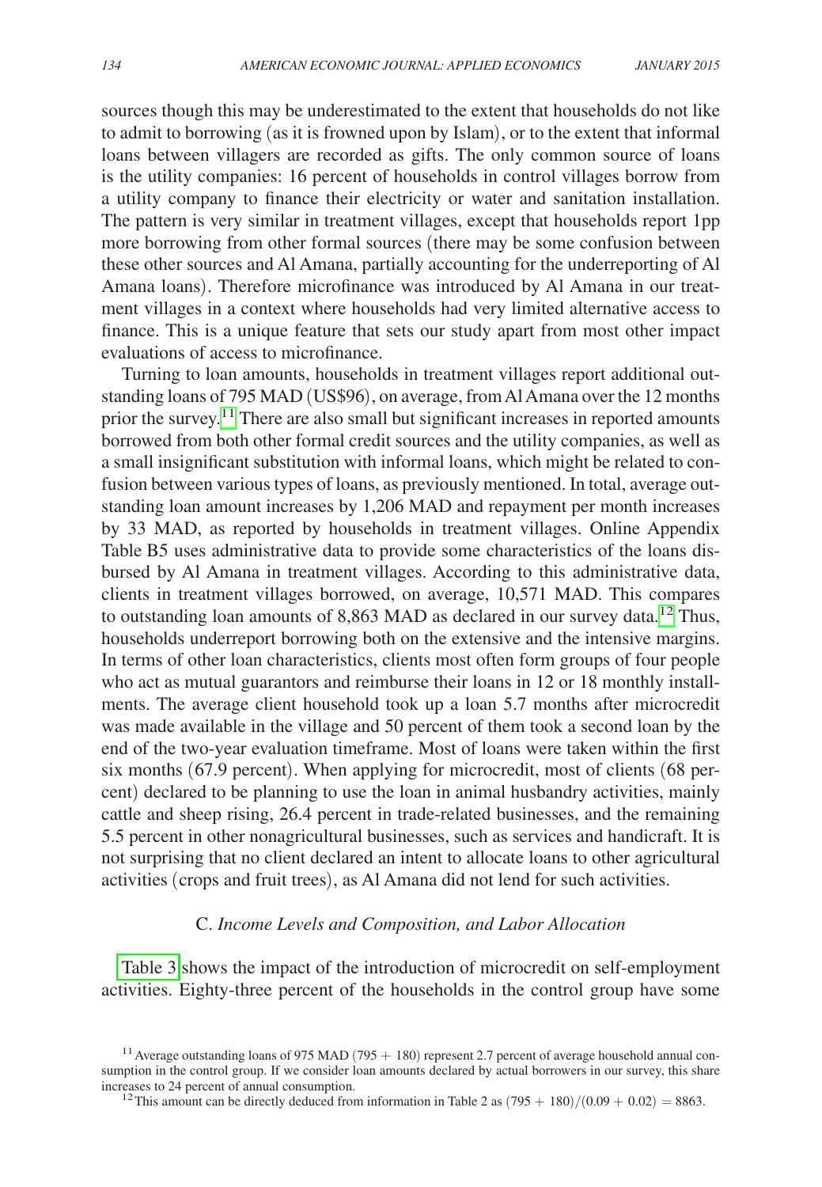sources though this may be underestimated to the extent that households do not like to admit to borrowing (as it is frowned upon by Islam), or to the extent that informal loans between villagers are recorded as gifts. The only common source of loans is the utility companies: 16 percent of households in control villages borrow from a utility company to finance their electricity or water and sanitation installation. The pattern is very similar in treatment villages, except that households report 1pp more borrowing from other formal sources (there may be some confusion between these other sources and Al Amana, partially accounting for the underreporting of Al Amana loans). Therefore microfinance was introduced by Al Amana in our treatment villages in a context where households had very limited alternative access to finance. This is a unique feature that sets our study apart from most other impact evaluations of access to microfinance.

Turning to loan amounts, households in treatment villages report additional outstanding loans of 795 MAD (US$96), on average, from Al Amana over the 12 months prior the survey.[11] There are also small but significant increases in reported amounts borrowed from both other formal credit sources and the utility companies, as well as a small insignificant substitution with informal loans, which might be related to confusion between various types of loans, as previously mentioned. In total, average outstanding loan amount increases by 1,206 MAD and repayment per month increases by 33 MAD, as reported by households in treatment villages. Online Appendix Table B5 uses administrative data to provide some characteristics of the loans disbursed by Al Amana in treatment villages. According to this administrative data, clients in treatment villages borrowed, on average, 10,571 MAD. This compares to outstanding loan amounts of 8,863 MAD as declared in our survey data.[12] Thus, households underreport borrowing both on the extensive and the intensive margins. In terms of other loan characteristics, clients most often form groups of four people who act as mutual guarantors and reimburse their loans in 12 or 18 monthly installments. The average client household took up a loan 5.7 months after microcredit was made available in the village and 50 percent of them took a second loan by the end of the two-year evaluation timeframe. Most of loans were taken within the first six months (67.9 percent). When applying for microcredit, most of clients (68 percent) declared to be planning to use the loan in animal husbandry activities, mainly cattle and sheep rising, 26.4 percent in trade-related businesses, and the remaining 5.5 percent in other nonagricultural businesses, such as services and handicraft. It is not surprising that no client declared an intent to allocate loans to other agricultural activities (crops and fruit trees), as Al Amana did not lend for such activities.

### C. *Income Levels and Composition, and Labor Allocation*

Table 3 shows the impact of the introduction of microcredit on self-employment activities. Eighty-three percent of the households in the control group have some

[11] Average outstanding loans of 975 MAD (795 + 180) represent 2.7 percent of average household annual consumption in the control group. If we consider loan amounts declared by actual borrowers in our survey, this share increases to 24 percent of annual consumption.

[12] This amount can be directly deduced from information in Table 2 as $(795 + 180)/(0.09 + 0.02) = 8863$.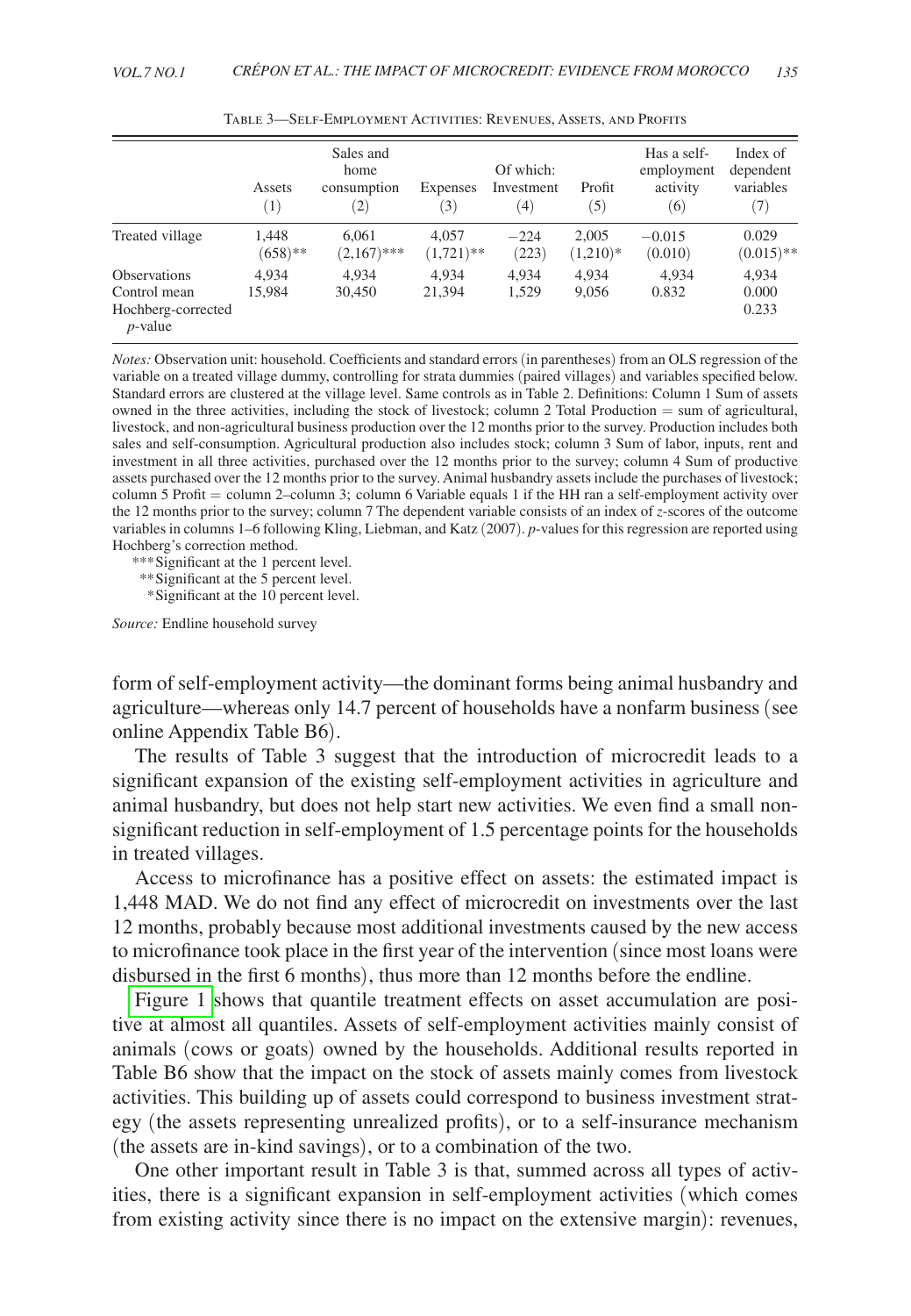Table 3—Self-Employment Activities: Revenues, Assets, and Profits

| | Assets (1) | Sales and home consumption (2) | Expenses (3) | Of which: Investment (4) | Profit (5) | Has a self-employment activity (6) | Index of dependent variables (7) |
|---|---|---|---|---|---|---|---|
| Treated village | 1,448 | 6,061 | 4,057 | −224 | 2,005 | −0.015 | 0.029 |
| | (658)** | (2,167)*** | (1,721)** | (223) | (1,210)* | (0.010) | (0.015)** |
| Observations | 4,934 | 4,934 | 4,934 | 4,934 | 4,934 | 4,934 | 4,934 |
| Control mean | 15,984 | 30,450 | 21,394 | 1,529 | 9,056 | 0.832 | 0.000 |
| Hochberg-corrected *p*-value | | | | | | | 0.233 |

*Notes:* Observation unit: household. Coefficients and standard errors (in parentheses) from an OLS regression of the variable on a treated village dummy, controlling for strata dummies (paired villages) and variables specified below. Standard errors are clustered at the village level. Same controls as in Table 2. Definitions: Column 1 Sum of assets owned in the three activities, including the stock of livestock; column 2 Total Production = sum of agricultural, livestock, and non-agricultural business production over the 12 months prior to the survey. Production includes both sales and self-consumption. Agricultural production also includes stock; column 3 Sum of labor, inputs, rent and investment in all three activities, purchased over the 12 months prior to the survey; column 4 Sum of productive assets purchased over the 12 months prior to the survey. Animal husbandry assets include the purchases of livestock; column 5 Profit = column 2–column 3; column 6 Variable equals 1 if the HH ran a self-employment activity over the 12 months prior to the survey; column 7 The dependent variable consists of an index of *z*-scores of the outcome variables in columns 1–6 following Kling, Liebman, and Katz (2007). *p*-values for this regression are reported using Hochberg's correction method.

***Significant at the 1 percent level.
**Significant at the 5 percent level.
*Significant at the 10 percent level.

*Source:* Endline household survey

form of self-employment activity—the dominant forms being animal husbandry and agriculture—whereas only 14.7 percent of households have a nonfarm business (see online Appendix Table B6).

The results of Table 3 suggest that the introduction of microcredit leads to a significant expansion of the existing self-employment activities in agriculture and animal husbandry, but does not help start new activities. We even find a small nonsignificant reduction in self-employment of 1.5 percentage points for the households in treated villages.

Access to microfinance has a positive effect on assets: the estimated impact is 1,448 MAD. We do not find any effect of microcredit on investments over the last 12 months, probably because most additional investments caused by the new access to microfinance took place in the first year of the intervention (since most loans were disbursed in the first 6 months), thus more than 12 months before the endline.

Figure 1 shows that quantile treatment effects on asset accumulation are positive at almost all quantiles. Assets of self-employment activities mainly consist of animals (cows or goats) owned by the households. Additional results reported in Table B6 show that the impact on the stock of assets mainly comes from livestock activities. This building up of assets could correspond to business investment strategy (the assets representing unrealized profits), or to a self-insurance mechanism (the assets are in-kind savings), or to a combination of the two.

One other important result in Table 3 is that, summed across all types of activities, there is a significant expansion in self-employment activities (which comes from existing activity since there is no impact on the extensive margin): revenues,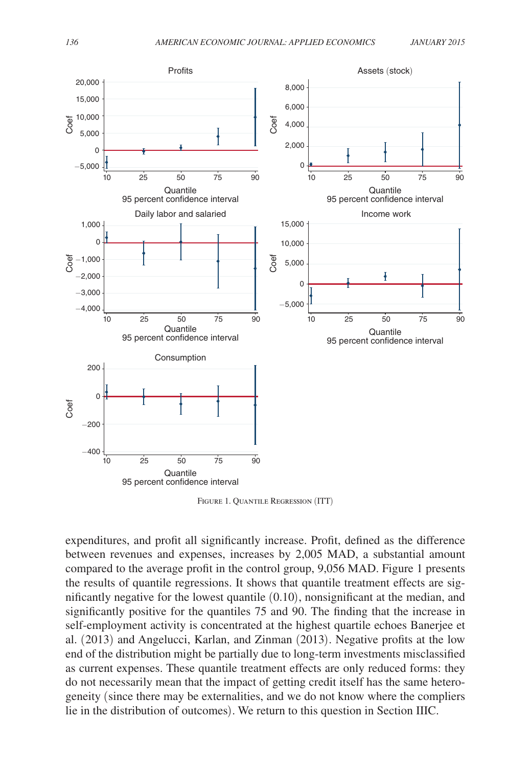FIGURE 1. QUANTILE REGRESSION (ITT)

expenditures, and profit all significantly increase. Profit, defined as the difference between revenues and expenses, increases by 2,005 MAD, a substantial amount compared to the average profit in the control group, 9,056 MAD. Figure 1 presents the results of quantile regressions. It shows that quantile treatment effects are significantly negative for the lowest quantile (0.10), nonsignificant at the median, and significantly positive for the quantiles 75 and 90. The finding that the increase in self-employment activity is concentrated at the highest quartile echoes Banerjee et al. (2013) and Angelucci, Karlan, and Zinman (2013). Negative profits at the low end of the distribution might be partially due to long-term investments misclassified as current expenses. These quantile treatment effects are only reduced forms: they do not necessarily mean that the impact of getting credit itself has the same heterogeneity (since there may be externalities, and we do not know where the compliers lie in the distribution of outcomes). We return to this question in Section IIIC.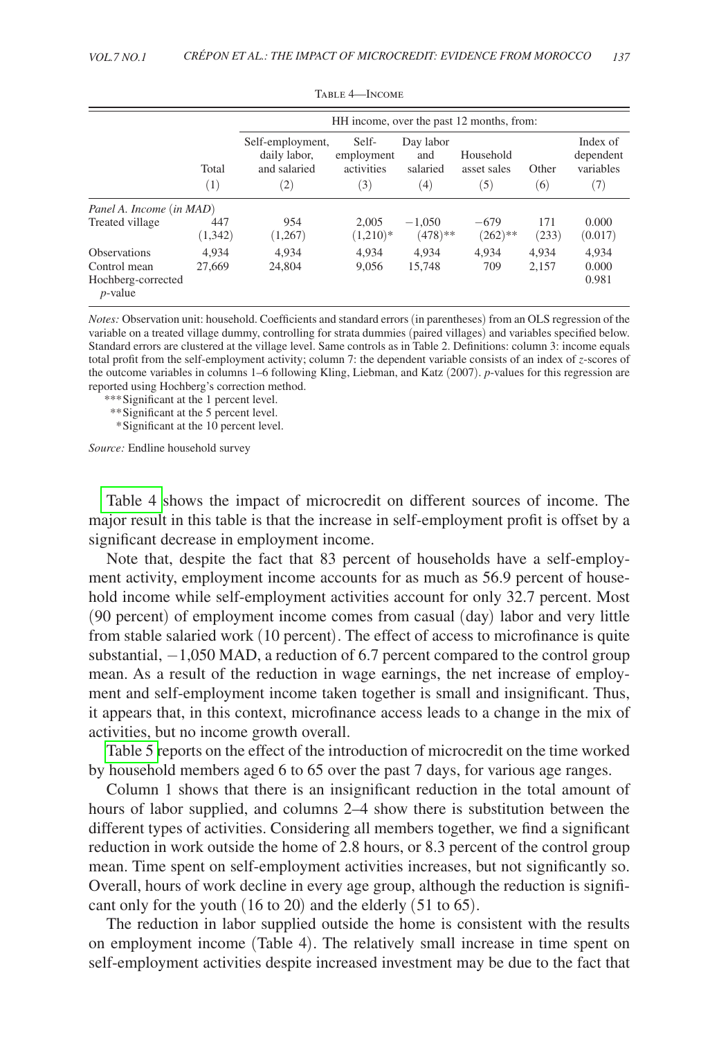Table 4—Income

| | | HH income, over the past 12 months, from: | | | | | |
|---|---|---|---|---|---|---|---|
| | Total (1) | Self-employment, daily labor, and salaried (2) | Self-employment activities (3) | Day labor and salaried (4) | Household asset sales (5) | Other (6) | Index of dependent variables (7) |
| *Panel A. Income (in MAD)* | | | | | | | |
| Treated village | 447 | 954 | 2,005 | −1,050 | −679 | 171 | 0.000 |
| | (1,342) | (1,267) | (1,210)* | (478)** | (262)** | (233) | (0.017) |
| Observations | 4,934 | 4,934 | 4,934 | 4,934 | 4,934 | 4,934 | 4,934 |
| Control mean | 27,669 | 24,804 | 9,056 | 15,748 | 709 | 2,157 | 0.000 |
| Hochberg-corrected *p*-value | | | | | | | 0.981 |

*Notes:* Observation unit: household. Coefficients and standard errors (in parentheses) from an OLS regression of the variable on a treated village dummy, controlling for strata dummies (paired villages) and variables specified below. Standard errors are clustered at the village level. Same controls as in Table 2. Definitions: column 3: income equals total profit from the self-employment activity; column 7: the dependent variable consists of an index of *z*-scores of the outcome variables in columns 1–6 following Kling, Liebman, and Katz (2007). *p*-values for this regression are reported using Hochberg's correction method.

***Significant at the 1 percent level.

**Significant at the 5 percent level.

*Significant at the 10 percent level.

*Source:* Endline household survey

Table 4 shows the impact of microcredit on different sources of income. The major result in this table is that the increase in self-employment profit is offset by a significant decrease in employment income.

Note that, despite the fact that 83 percent of households have a self-employment activity, employment income accounts for as much as 56.9 percent of household income while self-employment activities account for only 32.7 percent. Most (90 percent) of employment income comes from casual (day) labor and very little from stable salaried work (10 percent). The effect of access to microfinance is quite substantial, −1,050 MAD, a reduction of 6.7 percent compared to the control group mean. As a result of the reduction in wage earnings, the net increase of employment and self-employment income taken together is small and insignificant. Thus, it appears that, in this context, microfinance access leads to a change in the mix of activities, but no income growth overall.

Table 5 reports on the effect of the introduction of microcredit on the time worked by household members aged 6 to 65 over the past 7 days, for various age ranges.

Column 1 shows that there is an insignificant reduction in the total amount of hours of labor supplied, and columns 2–4 show there is substitution between the different types of activities. Considering all members together, we find a significant reduction in work outside the home of 2.8 hours, or 8.3 percent of the control group mean. Time spent on self-employment activities increases, but not significantly so. Overall, hours of work decline in every age group, although the reduction is significant only for the youth (16 to 20) and the elderly (51 to 65).

The reduction in labor supplied outside the home is consistent with the results on employment income (Table 4). The relatively small increase in time spent on self-employment activities despite increased investment may be due to the fact that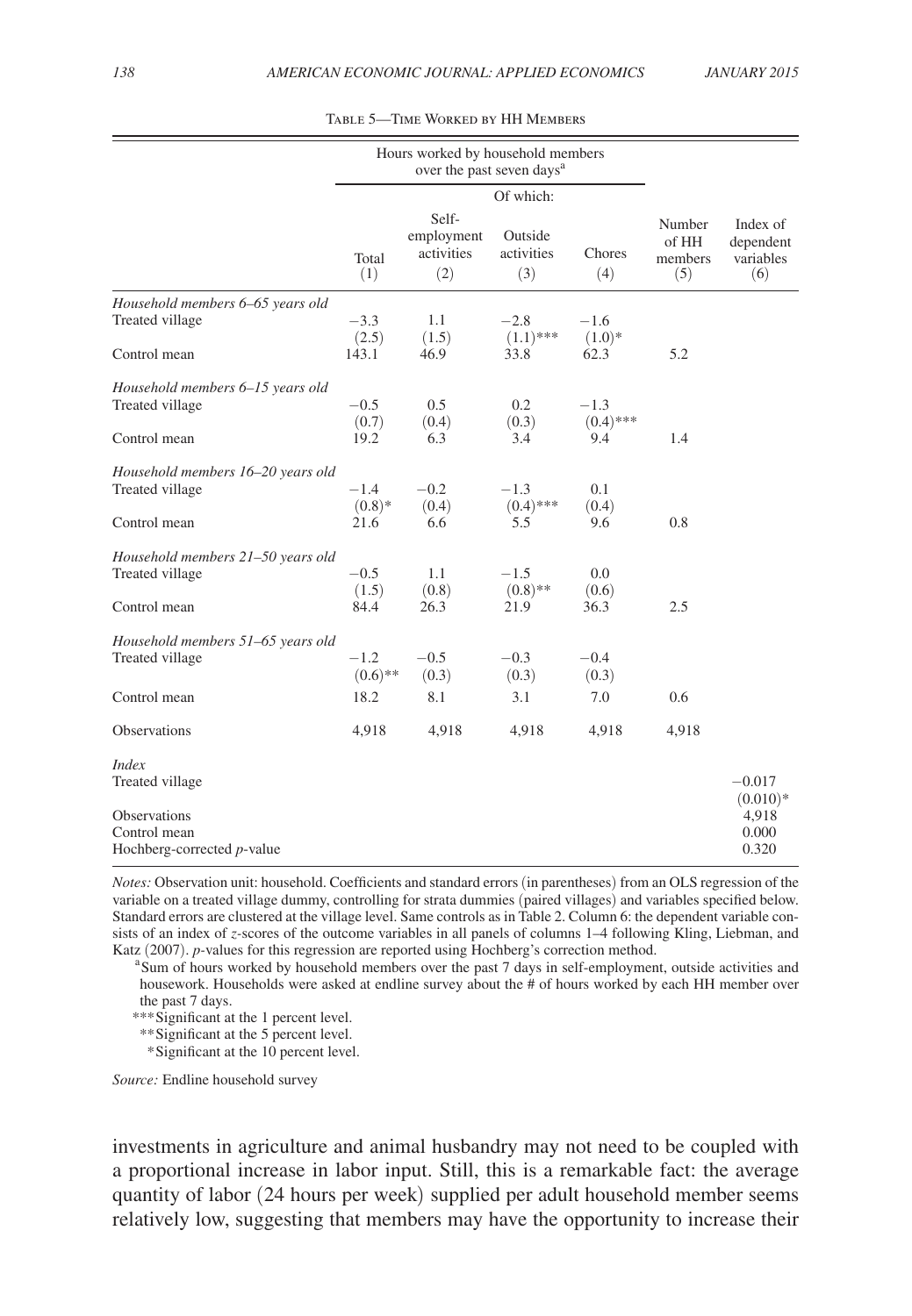Table 5—Time Worked by HH Members

| | Hours worked by household members over the past seven days[a] | | | | | |
|---|---|---|---|---|---|---|
| | | Of which: | | | | |
| | Total (1) | Self-employment activities (2) | Outside activities (3) | Chores (4) | Number of HH members (5) | Index of dependent variables (6) |
| *Household members 6–65 years old* | | | | | | |
| Treated village | −3.3 | 1.1 | −2.8 | −1.6 | | |
| | (2.5) | (1.5) | (1.1)*** | (1.0)* | | |
| Control mean | 143.1 | 46.9 | 33.8 | 62.3 | 5.2 | |
| *Household members 6–15 years old* | | | | | | |
| Treated village | −0.5 | 0.5 | 0.2 | −1.3 | | |
| | (0.7) | (0.4) | (0.3) | (0.4)*** | | |
| Control mean | 19.2 | 6.3 | 3.4 | 9.4 | 1.4 | |
| *Household members 16–20 years old* | | | | | | |
| Treated village | −1.4 | −0.2 | −1.3 | 0.1 | | |
| | (0.8)* | (0.4) | (0.4)*** | (0.4) | | |
| Control mean | 21.6 | 6.6 | 5.5 | 9.6 | 0.8 | |
| *Household members 21–50 years old* | | | | | | |
| Treated village | −0.5 | 1.1 | −1.5 | 0.0 | | |
| | (1.5) | (0.8) | (0.8)** | (0.6) | | |
| Control mean | 84.4 | 26.3 | 21.9 | 36.3 | 2.5 | |
| *Household members 51–65 years old* | | | | | | |
| Treated village | −1.2 | −0.5 | −0.3 | −0.4 | | |
| | (0.6)** | (0.3) | (0.3) | (0.3) | | |
| Control mean | 18.2 | 8.1 | 3.1 | 7.0 | 0.6 | |
| Observations | 4,918 | 4,918 | 4,918 | 4,918 | 4,918 | |
| *Index* | | | | | | |
| Treated village | | | | | | −0.017 |
| | | | | | | (0.010)* |
| Observations | | | | | | 4,918 |
| Control mean | | | | | | 0.000 |
| Hochberg-corrected *p*-value | | | | | | 0.320 |

*Notes:* Observation unit: household. Coefficients and standard errors (in parentheses) from an OLS regression of the variable on a treated village dummy, controlling for strata dummies (paired villages) and variables specified below. Standard errors are clustered at the village level. Same controls as in Table 2. Column 6: the dependent variable consists of an index of *z*-scores of the outcome variables in all panels of columns 1–4 following Kling, Liebman, and Katz (2007). *p*-values for this regression are reported using Hochberg's correction method.

[a]Sum of hours worked by household members over the past 7 days in self-employment, outside activities and housework. Households were asked at endline survey about the # of hours worked by each HH member over the past 7 days.

***Significant at the 1 percent level.

**Significant at the 5 percent level.

*Significant at the 10 percent level.

*Source:* Endline household survey

investments in agriculture and animal husbandry may not need to be coupled with a proportional increase in labor input. Still, this is a remarkable fact: the average quantity of labor (24 hours per week) supplied per adult household member seems relatively low, suggesting that members may have the opportunity to increase their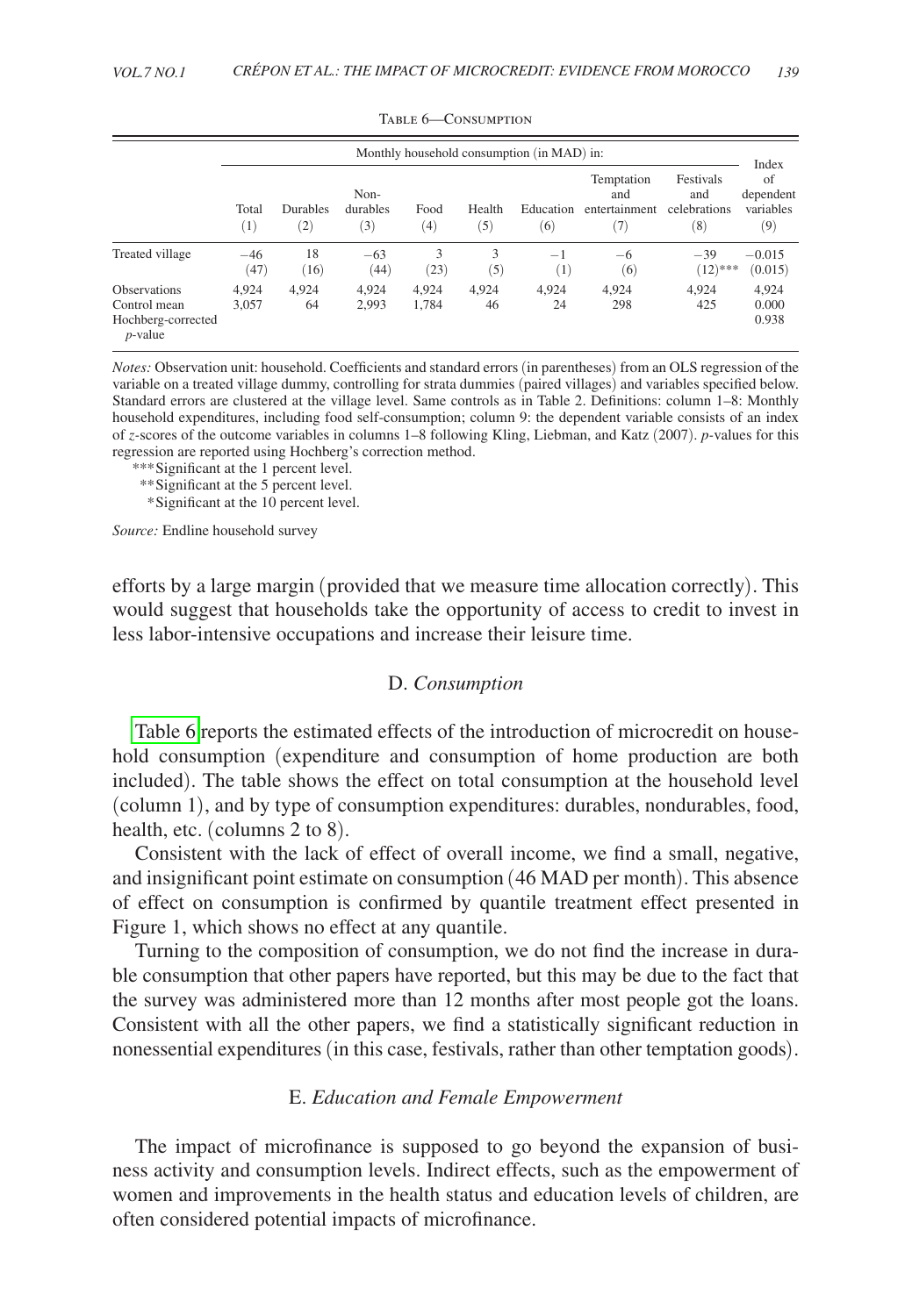Table 6—Consumption

| | Monthly household consumption (in MAD) in: | | | | | | | | Index of dependent variables |
|---|---|---|---|---|---|---|---|---|---|
| | Total (1) | Durables (2) | Non-durables (3) | Food (4) | Health (5) | Education (6) | Temptation and entertainment (7) | Festivals and celebrations (8) | (9) |
| Treated village | −46 (47) | 18 (16) | −63 (44) | 3 (23) | 3 (5) | −1 (1) | −6 (6) | −39 (12)*** | −0.015 (0.015) |
| Observations | 4,924 | 4,924 | 4,924 | 4,924 | 4,924 | 4,924 | 4,924 | 4,924 | 4,924 |
| Control mean | 3,057 | 64 | 2,993 | 1,784 | 46 | 24 | 298 | 425 | 0.000 |
| Hochberg-corrected $p$-value | | | | | | | | | 0.938 |

*Notes:* Observation unit: household. Coefficients and standard errors (in parentheses) from an OLS regression of the variable on a treated village dummy, controlling for strata dummies (paired villages) and variables specified below. Standard errors are clustered at the village level. Same controls as in Table 2. Definitions: column 1–8: Monthly household expenditures, including food self-consumption; column 9: the dependent variable consists of an index of $z$-scores of the outcome variables in columns 1–8 following Kling, Liebman, and Katz (2007). $p$-values for this regression are reported using Hochberg's correction method.

***Significant at the 1 percent level.

**Significant at the 5 percent level.

*Significant at the 10 percent level.

*Source:* Endline household survey

efforts by a large margin (provided that we measure time allocation correctly). This would suggest that households take the opportunity of access to credit to invest in less labor-intensive occupations and increase their leisure time.

### D. *Consumption*

Table 6 reports the estimated effects of the introduction of microcredit on household consumption (expenditure and consumption of home production are both included). The table shows the effect on total consumption at the household level (column 1), and by type of consumption expenditures: durables, nondurables, food, health, etc. (columns 2 to 8).

Consistent with the lack of effect of overall income, we find a small, negative, and insignificant point estimate on consumption (46 MAD per month). This absence of effect on consumption is confirmed by quantile treatment effect presented in Figure 1, which shows no effect at any quantile.

Turning to the composition of consumption, we do not find the increase in durable consumption that other papers have reported, but this may be due to the fact that the survey was administered more than 12 months after most people got the loans. Consistent with all the other papers, we find a statistically significant reduction in nonessential expenditures (in this case, festivals, rather than other temptation goods).

### E. *Education and Female Empowerment*

The impact of microfinance is supposed to go beyond the expansion of business activity and consumption levels. Indirect effects, such as the empowerment of women and improvements in the health status and education levels of children, are often considered potential impacts of microfinance.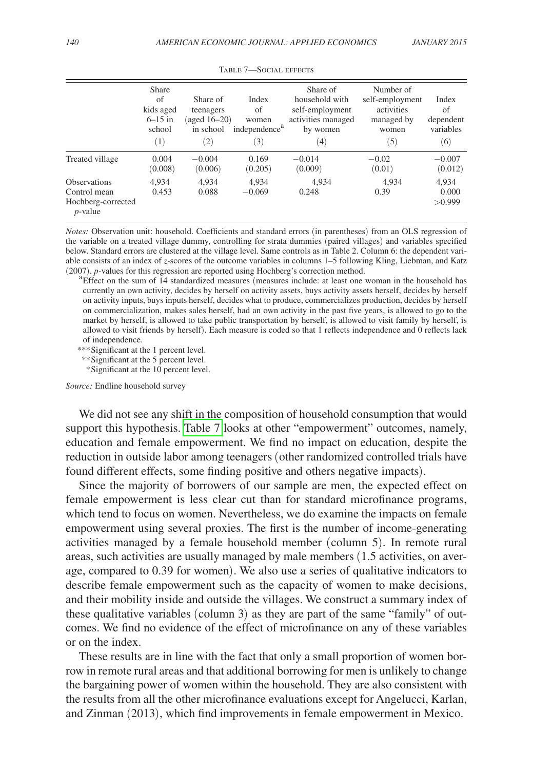Table 7—Social effects

| | Share of kids aged 6–15 in school (1) | Share of teenagers (aged 16–20) in school (2) | Index of women independence[a] (3) | Share of household with self-employment activities managed by women (4) | Number of self-employment activities managed by women (5) | Index of dependent variables (6) |
|---|---|---|---|---|---|---|
| Treated village | 0.004 | −0.004 | 0.169 | −0.014 | −0.02 | −0.007 |
| | (0.008) | (0.006) | (0.205) | (0.009) | (0.01) | (0.012) |
| Observations | 4,934 | 4,934 | 4,934 | 4,934 | 4,934 | 4,934 |
| Control mean | 0.453 | 0.088 | −0.069 | 0.248 | 0.39 | 0.000 |
| Hochberg-corrected *p*-value | | | | | | >0.999 |

*Notes:* Observation unit: household. Coefficients and standard errors (in parentheses) from an OLS regression of the variable on a treated village dummy, controlling for strata dummies (paired villages) and variables specified below. Standard errors are clustered at the village level. Same controls as in Table 2. Column 6: the dependent variable consists of an index of *z*-scores of the outcome variables in columns 1–5 following Kling, Liebman, and Katz (2007). *p*-values for this regression are reported using Hochberg's correction method.

[a] Effect on the sum of 14 standardized measures (measures include: at least one woman in the household has currently an own activity, decides by herself on activity assets, buys activity assets herself, decides by herself on activity inputs, buys inputs herself, decides what to produce, commercializes production, decides by herself on commercialization, makes sales herself, had an own activity in the past five years, is allowed to go to the market by herself, is allowed to take public transportation by herself, is allowed to visit family by herself, is allowed to visit friends by herself). Each measure is coded so that 1 reflects independence and 0 reflects lack of independence.

*** Significant at the 1 percent level.
** Significant at the 5 percent level.
* Significant at the 10 percent level.

*Source:* Endline household survey

We did not see any shift in the composition of household consumption that would support this hypothesis. Table 7 looks at other "empowerment" outcomes, namely, education and female empowerment. We find no impact on education, despite the reduction in outside labor among teenagers (other randomized controlled trials have found different effects, some finding positive and others negative impacts).

Since the majority of borrowers of our sample are men, the expected effect on female empowerment is less clear cut than for standard microfinance programs, which tend to focus on women. Nevertheless, we do examine the impacts on female empowerment using several proxies. The first is the number of income-generating activities managed by a female household member (column 5). In remote rural areas, such activities are usually managed by male members (1.5 activities, on average, compared to 0.39 for women). We also use a series of qualitative indicators to describe female empowerment such as the capacity of women to make decisions, and their mobility inside and outside the villages. We construct a summary index of these qualitative variables (column 3) as they are part of the same "family" of outcomes. We find no evidence of the effect of microfinance on any of these variables or on the index.

These results are in line with the fact that only a small proportion of women borrow in remote rural areas and that additional borrowing for men is unlikely to change the bargaining power of women within the household. They are also consistent with the results from all the other microfinance evaluations except for Angelucci, Karlan, and Zinman (2013), which find improvements in female empowerment in Mexico.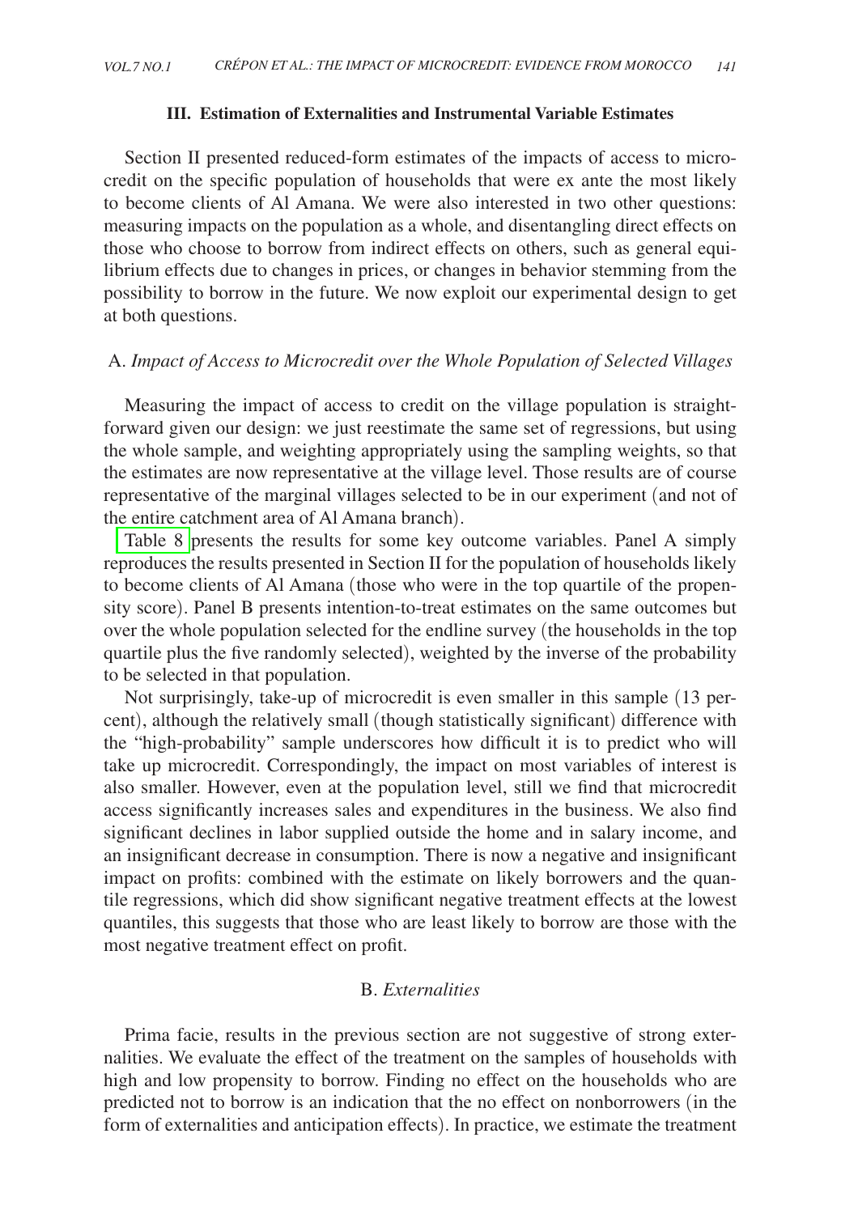## III. Estimation of Externalities and Instrumental Variable Estimates

Section II presented reduced-form estimates of the impacts of access to microcredit on the specific population of households that were ex ante the most likely to become clients of Al Amana. We were also interested in two other questions: measuring impacts on the population as a whole, and disentangling direct effects on those who choose to borrow from indirect effects on others, such as general equilibrium effects due to changes in prices, or changes in behavior stemming from the possibility to borrow in the future. We now exploit our experimental design to get at both questions.

### A. *Impact of Access to Microcredit over the Whole Population of Selected Villages*

Measuring the impact of access to credit on the village population is straightforward given our design: we just reestimate the same set of regressions, but using the whole sample, and weighting appropriately using the sampling weights, so that the estimates are now representative at the village level. Those results are of course representative of the marginal villages selected to be in our experiment (and not of the entire catchment area of Al Amana branch).

Table 8 presents the results for some key outcome variables. Panel A simply reproduces the results presented in Section II for the population of households likely to become clients of Al Amana (those who were in the top quartile of the propensity score). Panel B presents intention-to-treat estimates on the same outcomes but over the whole population selected for the endline survey (the households in the top quartile plus the five randomly selected), weighted by the inverse of the probability to be selected in that population.

Not surprisingly, take-up of microcredit is even smaller in this sample (13 percent), although the relatively small (though statistically significant) difference with the "high-probability" sample underscores how difficult it is to predict who will take up microcredit. Correspondingly, the impact on most variables of interest is also smaller. However, even at the population level, still we find that microcredit access significantly increases sales and expenditures in the business. We also find significant declines in labor supplied outside the home and in salary income, and an insignificant decrease in consumption. There is now a negative and insignificant impact on profits: combined with the estimate on likely borrowers and the quantile regressions, which did show significant negative treatment effects at the lowest quantiles, this suggests that those who are least likely to borrow are those with the most negative treatment effect on profit.

### B. *Externalities*

Prima facie, results in the previous section are not suggestive of strong externalities. We evaluate the effect of the treatment on the samples of households with high and low propensity to borrow. Finding no effect on the households who are predicted not to borrow is an indication that the no effect on nonborrowers (in the form of externalities and anticipation effects). In practice, we estimate the treatment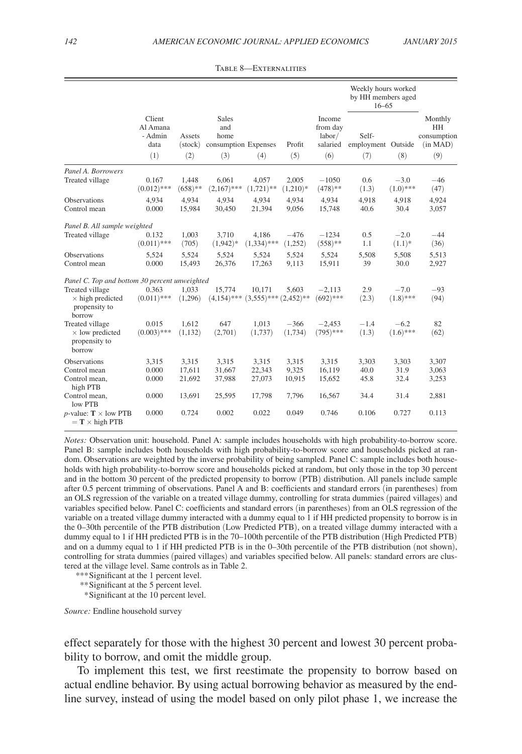Table 8—Externalities

| | Client Al Amana - Admin data | Assets (stock) | Sales and home consumption | Expenses | Profit | Income from day labor/ salaried | Weekly hours worked by HH members aged 16–65: Self-employment | Outside | Monthly HH consumption (in MAD) |
|---|---|---|---|---|---|---|---|---|---|
| | (1) | (2) | (3) | (4) | (5) | (6) | (7) | (8) | (9) |
| *Panel A. Borrowers* | | | | | | | | | |
| Treated village | 0.167 | 1,448 | 6,061 | 4,057 | 2,005 | −1050 | 0.6 | −3.0 | −46 |
| | (0.012)*** | (658)** | (2,167)*** | (1,721)** | (1,210)* | (478)** | (1.3) | (1.0)*** | (47) |
| Observations | 4,934 | 4,934 | 4,934 | 4,934 | 4,934 | 4,934 | 4,918 | 4,918 | 4,924 |
| Control mean | 0.000 | 15,984 | 30,450 | 21,394 | 9,056 | 15,748 | 40.6 | 30.4 | 3,057 |
| *Panel B. All sample weighted* | | | | | | | | | |
| Treated village | 0.132 | 1,003 | 3,710 | 4,186 | −476 | −1234 | 0.5 | −2.0 | −44 |
| | (0.011)*** | (705) | (1,942)* | (1,334)*** | (1,252) | (558)** | 1.1 | (1.1)* | (36) |
| Observations | 5,524 | 5,524 | 5,524 | 5,524 | 5,524 | 5,524 | 5,508 | 5,508 | 5,513 |
| Control mean | 0.000 | 15,493 | 26,376 | 17,263 | 9,113 | 15,911 | 39 | 30.0 | 2,927 |
| *Panel C. Top and bottom 30 percent unweighted* | | | | | | | | | |
| Treated village × high predicted propensity to borrow | 0.363 | 1,033 | 15,774 | 10,171 | 5,603 | −2,113 | 2.9 | −7.0 | −93 |
| | (0.011)*** | (1,296) | (4,154)*** | (3,555)*** | (2,452)** | (692)*** | (2.3) | (1.8)*** | (94) |
| Treated village × low predicted propensity to borrow | 0.015 | 1,612 | 647 | 1,013 | −366 | −2,453 | −1.4 | −6.2 | 82 |
| | (0.003)*** | (1,132) | (2,701) | (1,737) | (1,734) | (795)*** | (1.3) | (1.6)*** | (62) |
| Observations | 3,315 | 3,315 | 3,315 | 3,315 | 3,315 | 3,315 | 3,303 | 3,303 | 3,307 |
| Control mean | 0.000 | 17,611 | 31,667 | 22,343 | 9,325 | 16,119 | 40.0 | 31.9 | 3,063 |
| Control mean, high PTB | 0.000 | 21,692 | 37,988 | 27,073 | 10,915 | 15,652 | 45.8 | 32.4 | 3,253 |
| Control mean, low PTB | 0.000 | 13,691 | 25,595 | 17,798 | 7,796 | 16,567 | 34.4 | 31.4 | 2,881 |
| *p*-value: **T** × low PTB = **T** × high PTB | 0.000 | 0.724 | 0.002 | 0.022 | 0.049 | 0.746 | 0.106 | 0.727 | 0.113 |

*Notes:* Observation unit: household. Panel A: sample includes households with high probability-to-borrow score. Panel B: sample includes both households with high probability-to-borrow score and households picked at random. Observations are weighted by the inverse probability of being sampled. Panel C: sample includes both households with high probability-to-borrow score and households picked at random, but only those in the top 30 percent and in the bottom 30 percent of the predicted propensity to borrow (PTB) distribution. All panels include sample after 0.5 percent trimming of observations. Panel A and B: coefficients and standard errors (in parentheses) from an OLS regression of the variable on a treated village dummy, controlling for strata dummies (paired villages) and variables specified below. Panel C: coefficients and standard errors (in parentheses) from an OLS regression of the variable on a treated village dummy interacted with a dummy equal to 1 if HH predicted propensity to borrow is in the 0–30th percentile of the PTB distribution (Low Predicted PTB), on a treated village dummy interacted with a dummy equal to 1 if HH predicted PTB is in the 70–100th percentile of the PTB distribution (High Predicted PTB) and on a dummy equal to 1 if HH predicted PTB is in the 0–30th percentile of the PTB distribution (not shown), controlling for strata dummies (paired villages) and variables specified below. All panels: standard errors are clustered at the village level. Same controls as in Table 2.

***Significant at the 1 percent level.
**Significant at the 5 percent level.
*Significant at the 10 percent level.

*Source:* Endline household survey

effect separately for those with the highest 30 percent and lowest 30 percent probability to borrow, and omit the middle group.

To implement this test, we first reestimate the propensity to borrow based on actual endline behavior. By using actual borrowing behavior as measured by the endline survey, instead of using the model based on only pilot phase 1, we increase the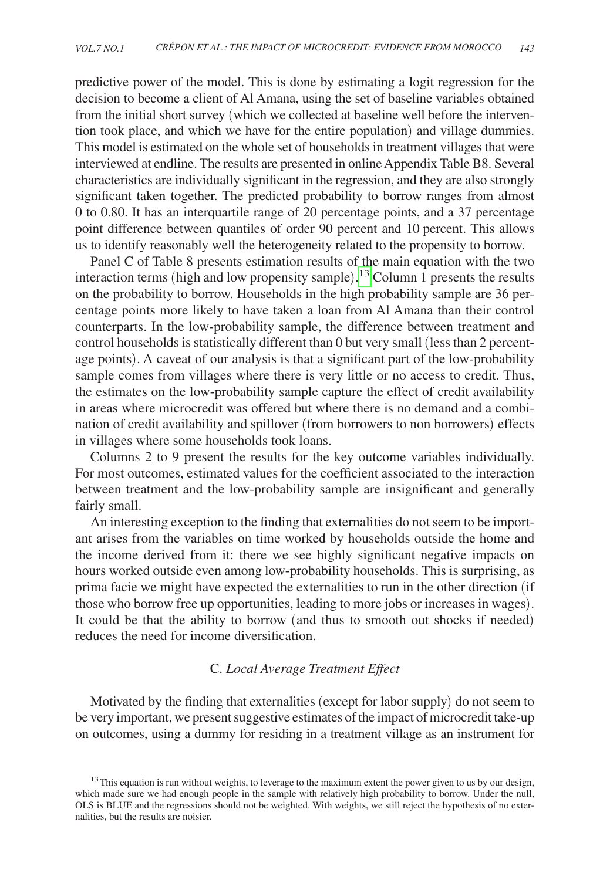predictive power of the model. This is done by estimating a logit regression for the decision to become a client of Al Amana, using the set of baseline variables obtained from the initial short survey (which we collected at baseline well before the intervention took place, and which we have for the entire population) and village dummies. This model is estimated on the whole set of households in treatment villages that were interviewed at endline. The results are presented in online Appendix Table B8. Several characteristics are individually significant in the regression, and they are also strongly significant taken together. The predicted probability to borrow ranges from almost 0 to 0.80. It has an interquartile range of 20 percentage points, and a 37 percentage point difference between quantiles of order 90 percent and 10 percent. This allows us to identify reasonably well the heterogeneity related to the propensity to borrow.

Panel C of Table 8 presents estimation results of the main equation with the two interaction terms (high and low propensity sample).[13] Column 1 presents the results on the probability to borrow. Households in the high probability sample are 36 percentage points more likely to have taken a loan from Al Amana than their control counterparts. In the low-probability sample, the difference between treatment and control households is statistically different than 0 but very small (less than 2 percentage points). A caveat of our analysis is that a significant part of the low-probability sample comes from villages where there is very little or no access to credit. Thus, the estimates on the low-probability sample capture the effect of credit availability in areas where microcredit was offered but where there is no demand and a combination of credit availability and spillover (from borrowers to non borrowers) effects in villages where some households took loans.

Columns 2 to 9 present the results for the key outcome variables individually. For most outcomes, estimated values for the coefficient associated to the interaction between treatment and the low-probability sample are insignificant and generally fairly small.

An interesting exception to the finding that externalities do not seem to be important arises from the variables on time worked by households outside the home and the income derived from it: there we see highly significant negative impacts on hours worked outside even among low-probability households. This is surprising, as prima facie we might have expected the externalities to run in the other direction (if those who borrow free up opportunities, leading to more jobs or increases in wages). It could be that the ability to borrow (and thus to smooth out shocks if needed) reduces the need for income diversification.

### C. *Local Average Treatment Effect*

Motivated by the finding that externalities (except for labor supply) do not seem to be very important, we present suggestive estimates of the impact of microcredit take-up on outcomes, using a dummy for residing in a treatment village as an instrument for

[13] This equation is run without weights, to leverage to the maximum extent the power given to us by our design, which made sure we had enough people in the sample with relatively high probability to borrow. Under the null, OLS is BLUE and the regressions should not be weighted. With weights, we still reject the hypothesis of no externalities, but the results are noisier.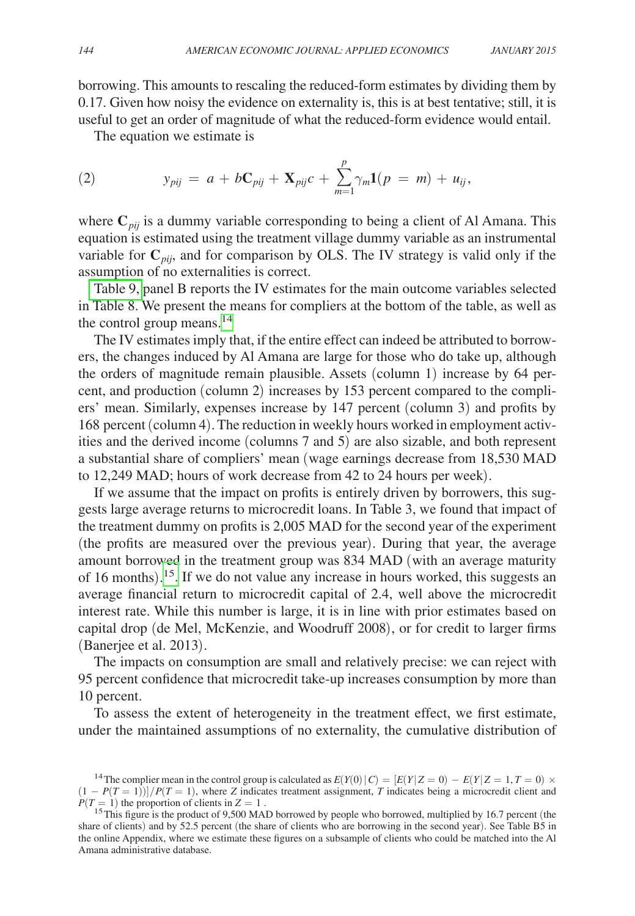borrowing. This amounts to rescaling the reduced-form estimates by dividing them by 0.17. Given how noisy the evidence on externality is, this is at best tentative; still, it is useful to get an order of magnitude of what the reduced-form evidence would entail.

The equation we estimate is

$$(2) \qquad y_{pij} = a + b\mathbf{C}_{pij} + \mathbf{X}_{pij}c + \sum_{m=1}^{p} \gamma_m \mathbf{1}(p = m) + u_{ij},$$

where $\mathbf{C}_{pij}$ is a dummy variable corresponding to being a client of Al Amana. This equation is estimated using the treatment village dummy variable as an instrumental variable for $\mathbf{C}_{pij}$, and for comparison by OLS. The IV strategy is valid only if the assumption of no externalities is correct.

Table 9, panel B reports the IV estimates for the main outcome variables selected in Table 8. We present the means for compliers at the bottom of the table, as well as the control group means.[14]

The IV estimates imply that, if the entire effect can indeed be attributed to borrowers, the changes induced by Al Amana are large for those who do take up, although the orders of magnitude remain plausible. Assets (column 1) increase by 64 percent, and production (column 2) increases by 153 percent compared to the compliers' mean. Similarly, expenses increase by 147 percent (column 3) and profits by 168 percent (column 4). The reduction in weekly hours worked in employment activities and the derived income (columns 7 and 5) are also sizable, and both represent a substantial share of compliers' mean (wage earnings decrease from 18,530 MAD to 12,249 MAD; hours of work decrease from 42 to 24 hours per week).

If we assume that the impact on profits is entirely driven by borrowers, this suggests large average returns to microcredit loans. In Table 3, we found that impact of the treatment dummy on profits is 2,005 MAD for the second year of the experiment (the profits are measured over the previous year). During that year, the average amount borrowed in the treatment group was 834 MAD (with an average maturity of 16 months).[15] If we do not value any increase in hours worked, this suggests an average financial return to microcredit capital of 2.4, well above the microcredit interest rate. While this number is large, it is in line with prior estimates based on capital drop (de Mel, McKenzie, and Woodruff 2008), or for credit to larger firms (Banerjee et al. 2013).

The impacts on consumption are small and relatively precise: we can reject with 95 percent confidence that microcredit take-up increases consumption by more than 10 percent.

To assess the extent of heterogeneity in the treatment effect, we first estimate, under the maintained assumptions of no externality, the cumulative distribution of

[14] The complier mean in the control group is calculated as $E(Y(0) \mid C) = [E(Y \mid Z = 0) - E(Y \mid Z = 1, T = 0) \times (1 - P(T = 1))]/P(T = 1)$, where $Z$ indicates treatment assignment, $T$ indicates being a microcredit client and $P(T = 1)$ the proportion of clients in $Z = 1$ .

[15] This figure is the product of 9,500 MAD borrowed by people who borrowed, multiplied by 16.7 percent (the share of clients) and by 52.5 percent (the share of clients who are borrowing in the second year). See Table B5 in the online Appendix, where we estimate these figures on a subsample of clients who could be matched into the Al Amana administrative database.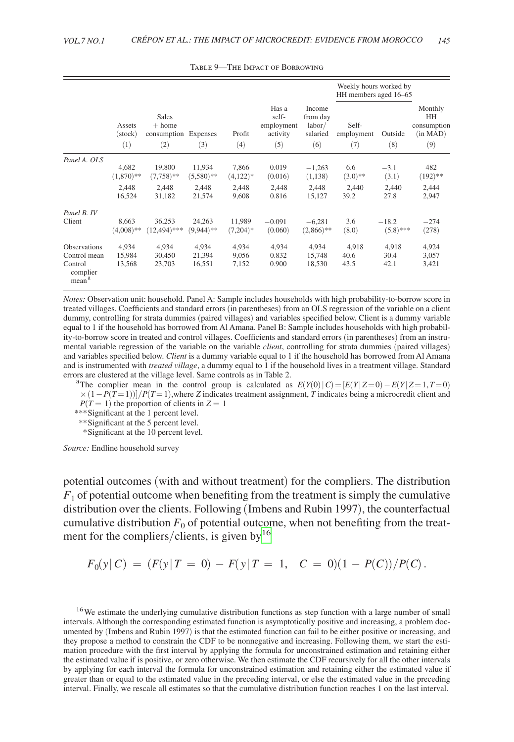Table 9—The Impact of Borrowing

| | Assets (stock) | Sales + home consumption | Expenses | Profit | Has a self-employment activity | Income from day labor/salaried | Weekly hours worked by HH members aged 16–65: Self-employment | Weekly hours worked by HH members aged 16–65: Outside | Monthly HH consumption (in MAD) |
|---|---|---|---|---|---|---|---|---|---|
| | (1) | (2) | (3) | (4) | (5) | (6) | (7) | (8) | (9) |
| *Panel A. OLS* | | | | | | | | | |
| | 4,682 | 19,800 | 11,934 | 7,866 | 0.019 | −1,263 | 6.6 | −3.1 | 482 |
| | (1,870)** | (7,758)** | (5,580)** | (4,122)* | (0.016) | (1,138) | (3.0)** | (3.1) | (192)** |
| | 2,448 | 2,448 | 2,448 | 2,448 | 2,448 | 2,448 | 2,440 | 2,440 | 2,444 |
| | 16,524 | 31,182 | 21,574 | 9,608 | 0.816 | 15,127 | 39.2 | 27.8 | 2,947 |
| *Panel B. IV* | | | | | | | | | |
| Client | 8,663 | 36,253 | 24,263 | 11,989 | −0.091 | −6,281 | 3.6 | −18.2 | −274 |
| | (4,008)** | (12,494)*** | (9,944)** | (7,204)* | (0.060) | (2,866)** | (8.0) | (5.8)*** | (278) |
| Observations | 4,934 | 4,934 | 4,934 | 4,934 | 4,934 | 4,934 | 4,918 | 4,918 | 4,924 |
| Control mean | 15,984 | 30,450 | 21,394 | 9,056 | 0.832 | 15,748 | 40.6 | 30.4 | 3,057 |
| Control complier mean[a] | 13,568 | 23,703 | 16,551 | 7,152 | 0.900 | 18,530 | 43.5 | 42.1 | 3,421 |

*Notes:* Observation unit: household. Panel A: Sample includes households with high probability-to-borrow score in treated villages. Coefficients and standard errors (in parentheses) from an OLS regression of the variable on a client dummy, controlling for strata dummies (paired villages) and variables specified below. Client is a dummy variable equal to 1 if the household has borrowed from Al Amana. Panel B: Sample includes households with high probability-to-borrow score in treated and control villages. Coefficients and standard errors (in parentheses) from an instrumental variable regression of the variable on the variable *client*, controlling for strata dummies (paired villages) and variables specified below. *Client* is a dummy variable equal to 1 if the household has borrowed from Al Amana and is instrumented with *treated village*, a dummy equal to 1 if the household lives in a treatment village. Standard errors are clustered at the village level. Same controls as in Table 2.

[a]The complier mean in the control group is calculated as $E(Y(0)\,|\,C) = [E(Y\,|\,Z=0) - E(Y\,|\,Z=1, T=0) \times (1 - P(T=1))]/P(T=1)$, where $Z$ indicates treatment assignment, $T$ indicates being a microcredit client and $P(T=1)$ the proportion of clients in $Z=1$

***Significant at the 1 percent level.

**Significant at the 5 percent level.

*Significant at the 10 percent level.

*Source:* Endline household survey

potential outcomes (with and without treatment) for the compliers. The distribution $F_1$ of potential outcome when benefiting from the treatment is simply the cumulative distribution over the clients. Following (Imbens and Rubin 1997), the counterfactual cumulative distribution $F_0$ of potential outcome, when not benefiting from the treatment for the compliers/clients, is given by[16]

$$F_0(y\,|\,C) = (F(y\,|\,T=0) - F(y\,|\,T=1, \quad C=0)(1 - P(C))/P(C).$$

[16]We estimate the underlying cumulative distribution functions as step function with a large number of small intervals. Although the corresponding estimated function is asymptotically positive and increasing, a problem documented by (Imbens and Rubin 1997) is that the estimated function can fail to be either positive or increasing, and they propose a method to constrain the CDF to be nonnegative and increasing. Following them, we start the estimation procedure with the first interval by applying the formula for unconstrained estimation and retaining either the estimated value if is positive, or zero otherwise. We then estimate the CDF recursively for all the other intervals by applying for each interval the formula for unconstrained estimation and retaining either the estimated value if greater than or equal to the estimated value in the preceding interval, or else the estimated value in the preceding interval. Finally, we rescale all estimates so that the cumulative distribution function reaches 1 on the last interval.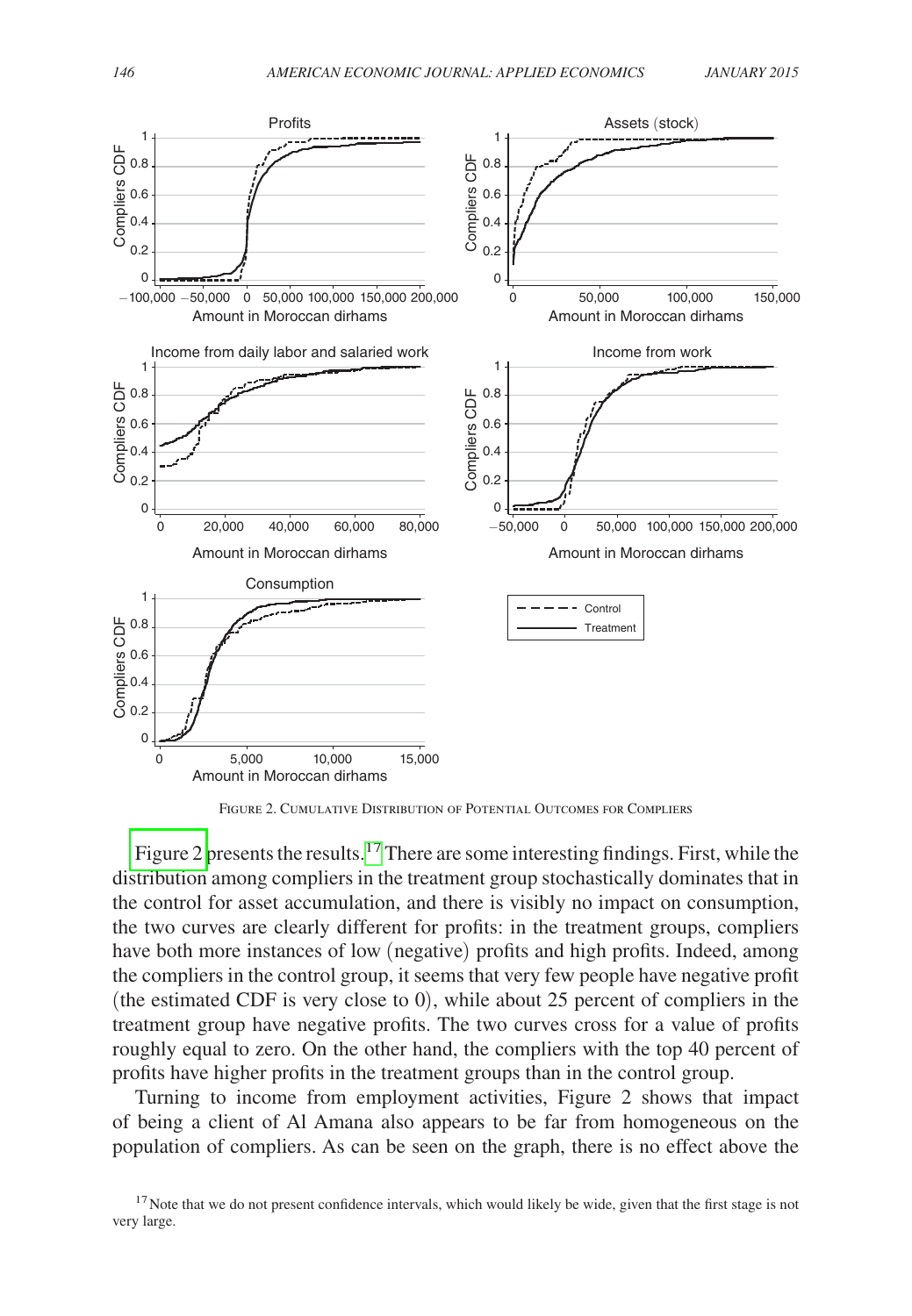Figure 2. Cumulative Distribution of Potential Outcomes for Compliers

Figure 2 presents the results.[17] There are some interesting findings. First, while the distribution among compliers in the treatment group stochastically dominates that in the control for asset accumulation, and there is visibly no impact on consumption, the two curves are clearly different for profits: in the treatment groups, compliers have both more instances of low (negative) profits and high profits. Indeed, among the compliers in the control group, it seems that very few people have negative profit (the estimated CDF is very close to 0), while about 25 percent of compliers in the treatment group have negative profits. The two curves cross for a value of profits roughly equal to zero. On the other hand, the compliers with the top 40 percent of profits have higher profits in the treatment groups than in the control group.

Turning to income from employment activities, Figure 2 shows that impact of being a client of Al Amana also appears to be far from homogeneous on the population of compliers. As can be seen on the graph, there is no effect above the

[17] Note that we do not present confidence intervals, which would likely be wide, given that the first stage is not very large.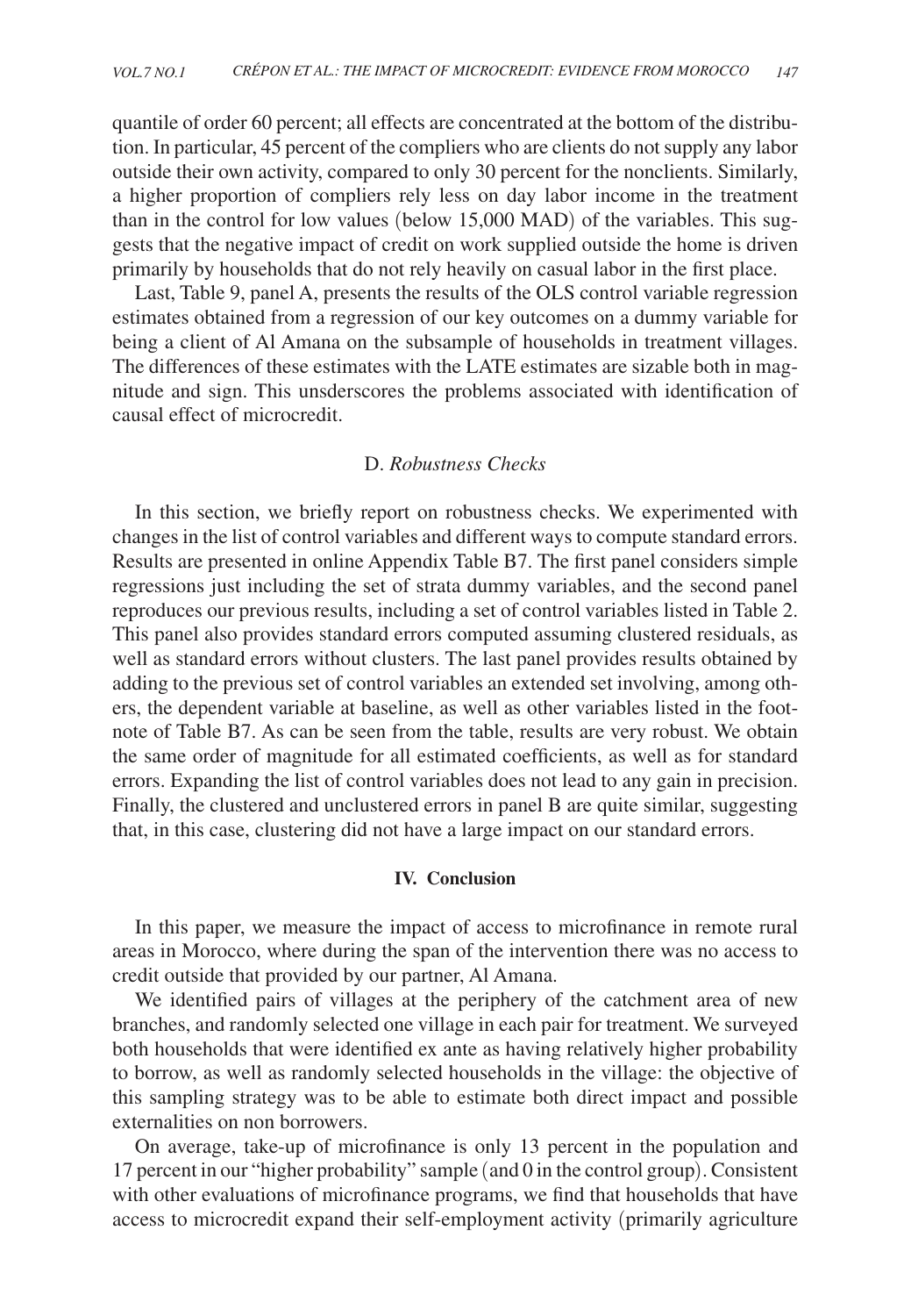quantile of order 60 percent; all effects are concentrated at the bottom of the distribution. In particular, 45 percent of the compliers who are clients do not supply any labor outside their own activity, compared to only 30 percent for the nonclients. Similarly, a higher proportion of compliers rely less on day labor income in the treatment than in the control for low values (below 15,000 MAD) of the variables. This suggests that the negative impact of credit on work supplied outside the home is driven primarily by households that do not rely heavily on casual labor in the first place.

Last, Table 9, panel A, presents the results of the OLS control variable regression estimates obtained from a regression of our key outcomes on a dummy variable for being a client of Al Amana on the subsample of households in treatment villages. The differences of these estimates with the LATE estimates are sizable both in magnitude and sign. This unsderscores the problems associated with identification of causal effect of microcredit.

### D. *Robustness Checks*

In this section, we briefly report on robustness checks. We experimented with changes in the list of control variables and different ways to compute standard errors. Results are presented in online Appendix Table B7. The first panel considers simple regressions just including the set of strata dummy variables, and the second panel reproduces our previous results, including a set of control variables listed in Table 2. This panel also provides standard errors computed assuming clustered residuals, as well as standard errors without clusters. The last panel provides results obtained by adding to the previous set of control variables an extended set involving, among others, the dependent variable at baseline, as well as other variables listed in the footnote of Table B7. As can be seen from the table, results are very robust. We obtain the same order of magnitude for all estimated coefficients, as well as for standard errors. Expanding the list of control variables does not lead to any gain in precision. Finally, the clustered and unclustered errors in panel B are quite similar, suggesting that, in this case, clustering did not have a large impact on our standard errors.

## IV. Conclusion

In this paper, we measure the impact of access to microfinance in remote rural areas in Morocco, where during the span of the intervention there was no access to credit outside that provided by our partner, Al Amana.

We identified pairs of villages at the periphery of the catchment area of new branches, and randomly selected one village in each pair for treatment. We surveyed both households that were identified ex ante as having relatively higher probability to borrow, as well as randomly selected households in the village: the objective of this sampling strategy was to be able to estimate both direct impact and possible externalities on non borrowers.

On average, take-up of microfinance is only 13 percent in the population and 17 percent in our "higher probability" sample (and 0 in the control group). Consistent with other evaluations of microfinance programs, we find that households that have access to microcredit expand their self-employment activity (primarily agriculture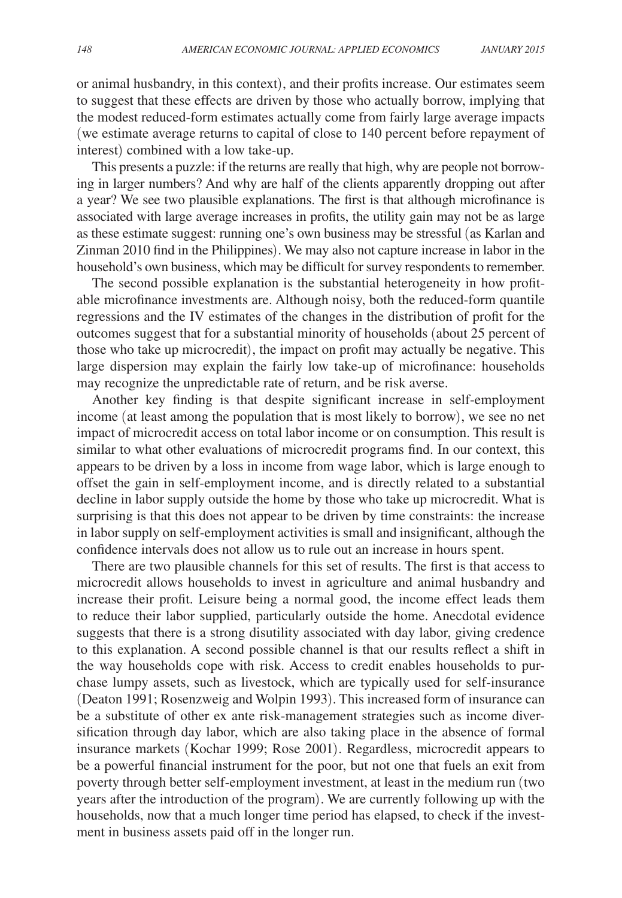or animal husbandry, in this context), and their profits increase. Our estimates seem to suggest that these effects are driven by those who actually borrow, implying that the modest reduced-form estimates actually come from fairly large average impacts (we estimate average returns to capital of close to 140 percent before repayment of interest) combined with a low take-up.

This presents a puzzle: if the returns are really that high, why are people not borrowing in larger numbers? And why are half of the clients apparently dropping out after a year? We see two plausible explanations. The first is that although microfinance is associated with large average increases in profits, the utility gain may not be as large as these estimate suggest: running one's own business may be stressful (as Karlan and Zinman 2010 find in the Philippines). We may also not capture increase in labor in the household's own business, which may be difficult for survey respondents to remember.

The second possible explanation is the substantial heterogeneity in how profitable microfinance investments are. Although noisy, both the reduced-form quantile regressions and the IV estimates of the changes in the distribution of profit for the outcomes suggest that for a substantial minority of households (about 25 percent of those who take up microcredit), the impact on profit may actually be negative. This large dispersion may explain the fairly low take-up of microfinance: households may recognize the unpredictable rate of return, and be risk averse.

Another key finding is that despite significant increase in self-employment income (at least among the population that is most likely to borrow), we see no net impact of microcredit access on total labor income or on consumption. This result is similar to what other evaluations of microcredit programs find. In our context, this appears to be driven by a loss in income from wage labor, which is large enough to offset the gain in self-employment income, and is directly related to a substantial decline in labor supply outside the home by those who take up microcredit. What is surprising is that this does not appear to be driven by time constraints: the increase in labor supply on self-employment activities is small and insignificant, although the confidence intervals does not allow us to rule out an increase in hours spent.

There are two plausible channels for this set of results. The first is that access to microcredit allows households to invest in agriculture and animal husbandry and increase their profit. Leisure being a normal good, the income effect leads them to reduce their labor supplied, particularly outside the home. Anecdotal evidence suggests that there is a strong disutility associated with day labor, giving credence to this explanation. A second possible channel is that our results reflect a shift in the way households cope with risk. Access to credit enables households to purchase lumpy assets, such as livestock, which are typically used for self-insurance (Deaton 1991; Rosenzweig and Wolpin 1993). This increased form of insurance can be a substitute of other ex ante risk-management strategies such as income diversification through day labor, which are also taking place in the absence of formal insurance markets (Kochar 1999; Rose 2001). Regardless, microcredit appears to be a powerful financial instrument for the poor, but not one that fuels an exit from poverty through better self-employment investment, at least in the medium run (two years after the introduction of the program). We are currently following up with the households, now that a much longer time period has elapsed, to check if the investment in business assets paid off in the longer run.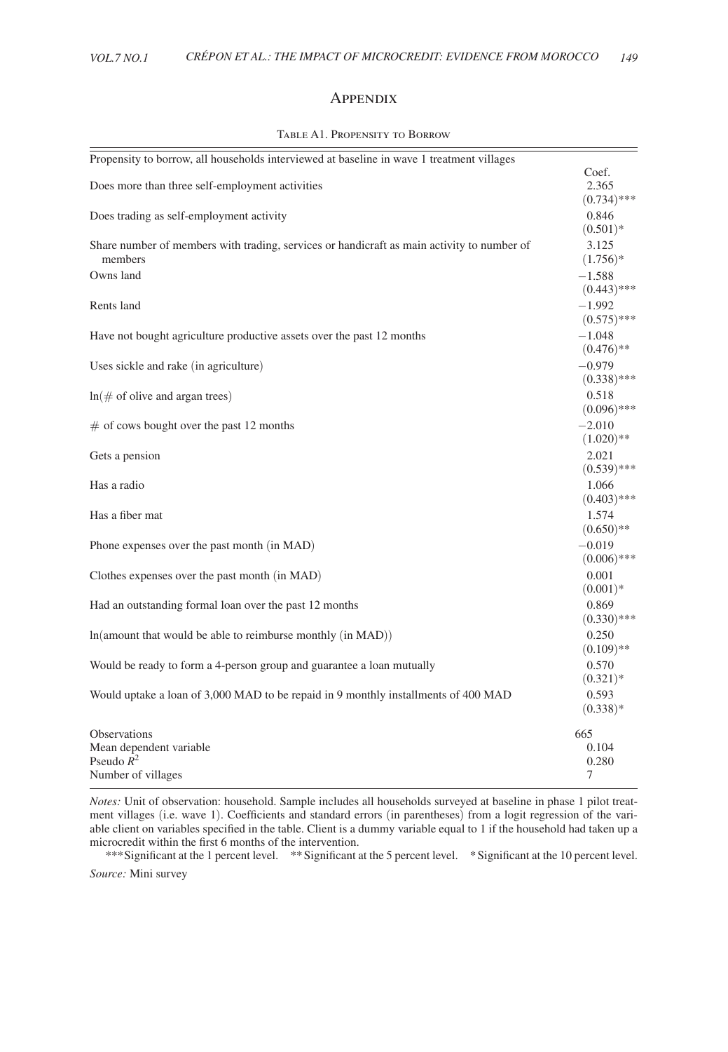## Appendix

Table A1. Propensity to Borrow

| Propensity to borrow, all households interviewed at baseline in wave 1 treatment villages | |
|---|---|
| | Coef. |
| Does more than three self-employment activities | 2.365 |
| | (0.734)*** |
| Does trading as self-employment activity | 0.846 |
| | (0.501)* |
| Share number of members with trading, services or handicraft as main activity to number of members | 3.125 |
| | (1.756)* |
| Owns land | −1.588 |
| | (0.443)*** |
| Rents land | −1.992 |
| | (0.575)*** |
| Have not bought agriculture productive assets over the past 12 months | −1.048 |
| | (0.476)** |
| Uses sickle and rake (in agriculture) | −0.979 |
| | (0.338)*** |
| ln(# of olive and argan trees) | 0.518 |
| | (0.096)*** |
| # of cows bought over the past 12 months | −2.010 |
| | (1.020)** |
| Gets a pension | 2.021 |
| | (0.539)*** |
| Has a radio | 1.066 |
| | (0.403)*** |
| Has a fiber mat | 1.574 |
| | (0.650)** |
| Phone expenses over the past month (in MAD) | −0.019 |
| | (0.006)*** |
| Clothes expenses over the past month (in MAD) | 0.001 |
| | (0.001)* |
| Had an outstanding formal loan over the past 12 months | 0.869 |
| | (0.330)*** |
| ln(amount that would be able to reimburse monthly (in MAD)) | 0.250 |
| | (0.109)** |
| Would be ready to form a 4-person group and guarantee a loan mutually | 0.570 |
| | (0.321)* |
| Would uptake a loan of 3,000 MAD to be repaid in 9 monthly installments of 400 MAD | 0.593 |
| | (0.338)* |
| Observations | 665 |
| Mean dependent variable | 0.104 |
| Pseudo $R^2$ | 0.280 |
| Number of villages | 7 |

*Notes:* Unit of observation: household. Sample includes all households surveyed at baseline in phase 1 pilot treatment villages (i.e. wave 1). Coefficients and standard errors (in parentheses) from a logit regression of the variable client on variables specified in the table. Client is a dummy variable equal to 1 if the household had taken up a microcredit within the first 6 months of the intervention.

*** Significant at the 1 percent level. ** Significant at the 5 percent level. * Significant at the 10 percent level.

*Source:* Mini survey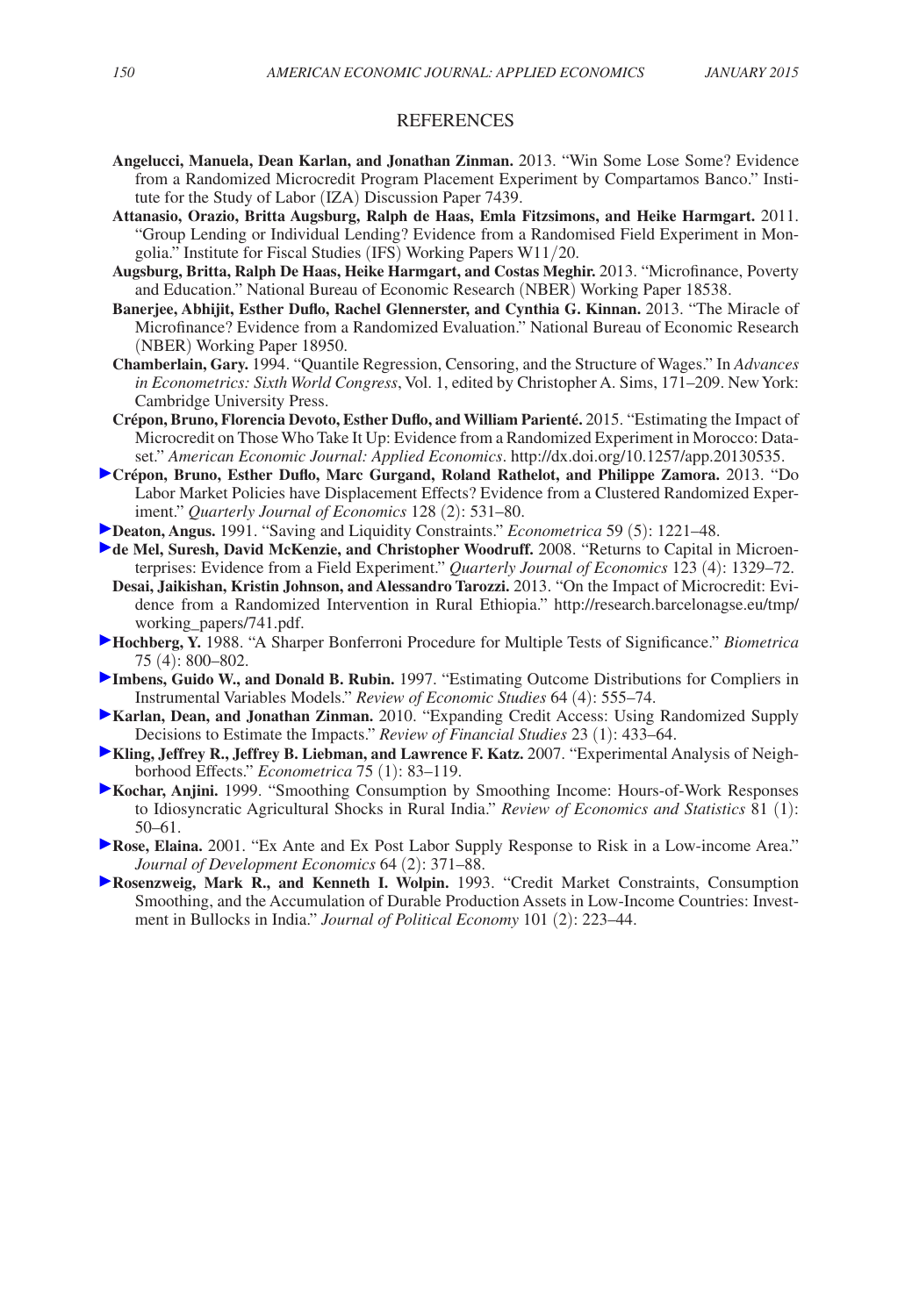## REFERENCES

**Angelucci, Manuela, Dean Karlan, and Jonathan Zinman.** 2013. "Win Some Lose Some? Evidence from a Randomized Microcredit Program Placement Experiment by Compartamos Banco." Institute for the Study of Labor (IZA) Discussion Paper 7439.

**Attanasio, Orazio, Britta Augsburg, Ralph de Haas, Emla Fitzsimons, and Heike Harmgart.** 2011. "Group Lending or Individual Lending? Evidence from a Randomised Field Experiment in Mongolia." Institute for Fiscal Studies (IFS) Working Papers W11/20.

**Augsburg, Britta, Ralph De Haas, Heike Harmgart, and Costas Meghir.** 2013. "Microfinance, Poverty and Education." National Bureau of Economic Research (NBER) Working Paper 18538.

**Banerjee, Abhijit, Esther Duflo, Rachel Glennerster, and Cynthia G. Kinnan.** 2013. "The Miracle of Microfinance? Evidence from a Randomized Evaluation." National Bureau of Economic Research (NBER) Working Paper 18950.

**Chamberlain, Gary.** 1994. "Quantile Regression, Censoring, and the Structure of Wages." In *Advances in Econometrics: Sixth World Congress*, Vol. 1, edited by Christopher A. Sims, 171–209. New York: Cambridge University Press.

**Crépon, Bruno, Florencia Devoto, Esther Duflo, and William Parienté.** 2015. "Estimating the Impact of Microcredit on Those Who Take It Up: Evidence from a Randomized Experiment in Morocco: Dataset." *American Economic Journal: Applied Economics*. http://dx.doi.org/10.1257/app.20130535.

**Crépon, Bruno, Esther Duflo, Marc Gurgand, Roland Rathelot, and Philippe Zamora.** 2013. "Do Labor Market Policies have Displacement Effects? Evidence from a Clustered Randomized Experiment." *Quarterly Journal of Economics* 128 (2): 531–80.

**Deaton, Angus.** 1991. "Saving and Liquidity Constraints." *Econometrica* 59 (5): 1221–48.

**de Mel, Suresh, David McKenzie, and Christopher Woodruff.** 2008. "Returns to Capital in Microenterprises: Evidence from a Field Experiment." *Quarterly Journal of Economics* 123 (4): 1329–72.

**Desai, Jaikishan, Kristin Johnson, and Alessandro Tarozzi.** 2013. "On the Impact of Microcredit: Evidence from a Randomized Intervention in Rural Ethiopia." http://research.barcelonagse.eu/tmp/working_papers/741.pdf.

**Hochberg, Y.** 1988. "A Sharper Bonferroni Procedure for Multiple Tests of Significance." *Biometrica* 75 (4): 800–802.

**Imbens, Guido W., and Donald B. Rubin.** 1997. "Estimating Outcome Distributions for Compliers in Instrumental Variables Models." *Review of Economic Studies* 64 (4): 555–74.

**Karlan, Dean, and Jonathan Zinman.** 2010. "Expanding Credit Access: Using Randomized Supply Decisions to Estimate the Impacts." *Review of Financial Studies* 23 (1): 433–64.

**Kling, Jeffrey R., Jeffrey B. Liebman, and Lawrence F. Katz.** 2007. "Experimental Analysis of Neighborhood Effects." *Econometrica* 75 (1): 83–119.

**Kochar, Anjini.** 1999. "Smoothing Consumption by Smoothing Income: Hours-of-Work Responses to Idiosyncratic Agricultural Shocks in Rural India." *Review of Economics and Statistics* 81 (1): 50–61.

**Rose, Elaina.** 2001. "Ex Ante and Ex Post Labor Supply Response to Risk in a Low-income Area." *Journal of Development Economics* 64 (2): 371–88.

**Rosenzweig, Mark R., and Kenneth I. Wolpin.** 1993. "Credit Market Constraints, Consumption Smoothing, and the Accumulation of Durable Production Assets in Low-Income Countries: Investment in Bullocks in India." *Journal of Political Economy* 101 (2): 223–44.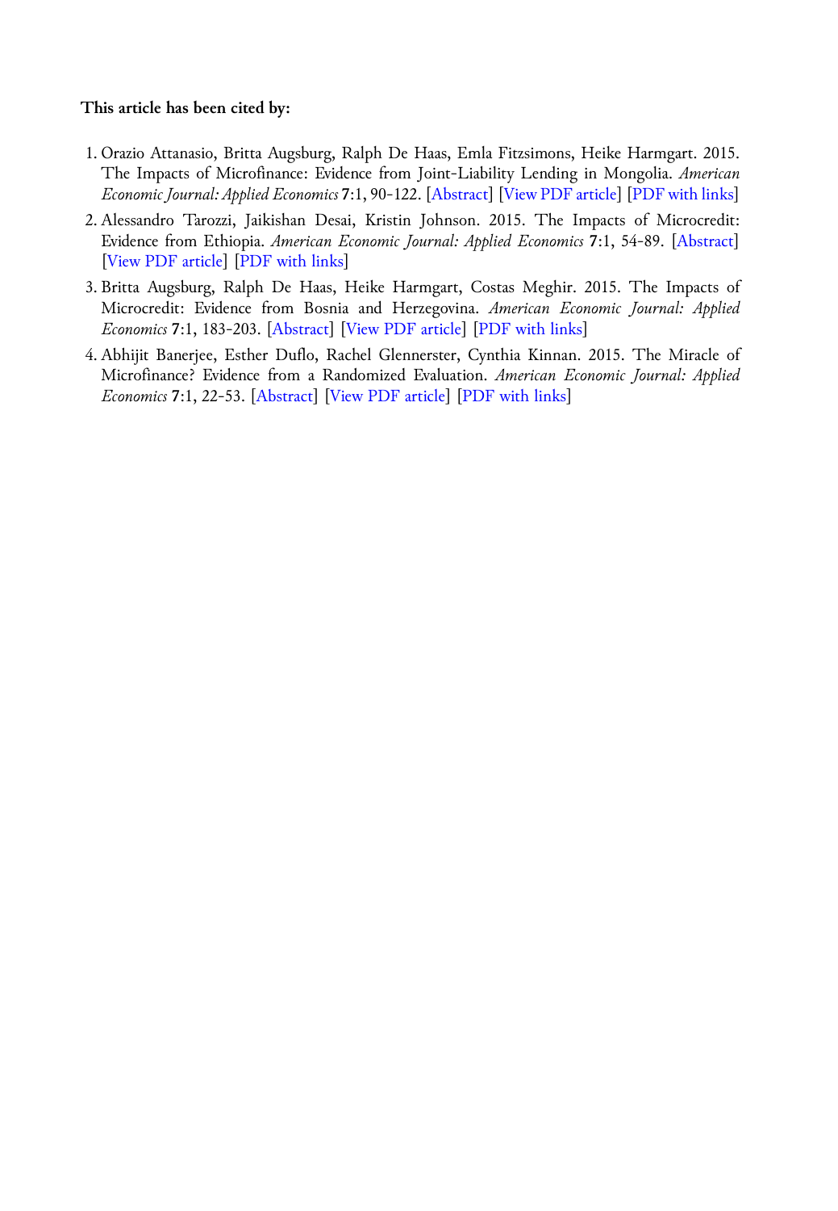**This article has been cited by:**

1. Orazio Attanasio, Britta Augsburg, Ralph De Haas, Emla Fitzsimons, Heike Harmgart. 2015. The Impacts of Microfinance: Evidence from Joint-Liability Lending in Mongolia. *American Economic Journal: Applied Economics* **7**:1, 90-122. [Abstract] [View PDF article] [PDF with links]
2. Alessandro Tarozzi, Jaikishan Desai, Kristin Johnson. 2015. The Impacts of Microcredit: Evidence from Ethiopia. *American Economic Journal: Applied Economics* **7**:1, 54-89. [Abstract] [View PDF article] [PDF with links]
3. Britta Augsburg, Ralph De Haas, Heike Harmgart, Costas Meghir. 2015. The Impacts of Microcredit: Evidence from Bosnia and Herzegovina. *American Economic Journal: Applied Economics* **7**:1, 183-203. [Abstract] [View PDF article] [PDF with links]
4. Abhijit Banerjee, Esther Duflo, Rachel Glennerster, Cynthia Kinnan. 2015. The Miracle of Microfinance? Evidence from a Randomized Evaluation. *American Economic Journal: Applied Economics* **7**:1, 22-53. [Abstract] [View PDF article] [PDF with links]